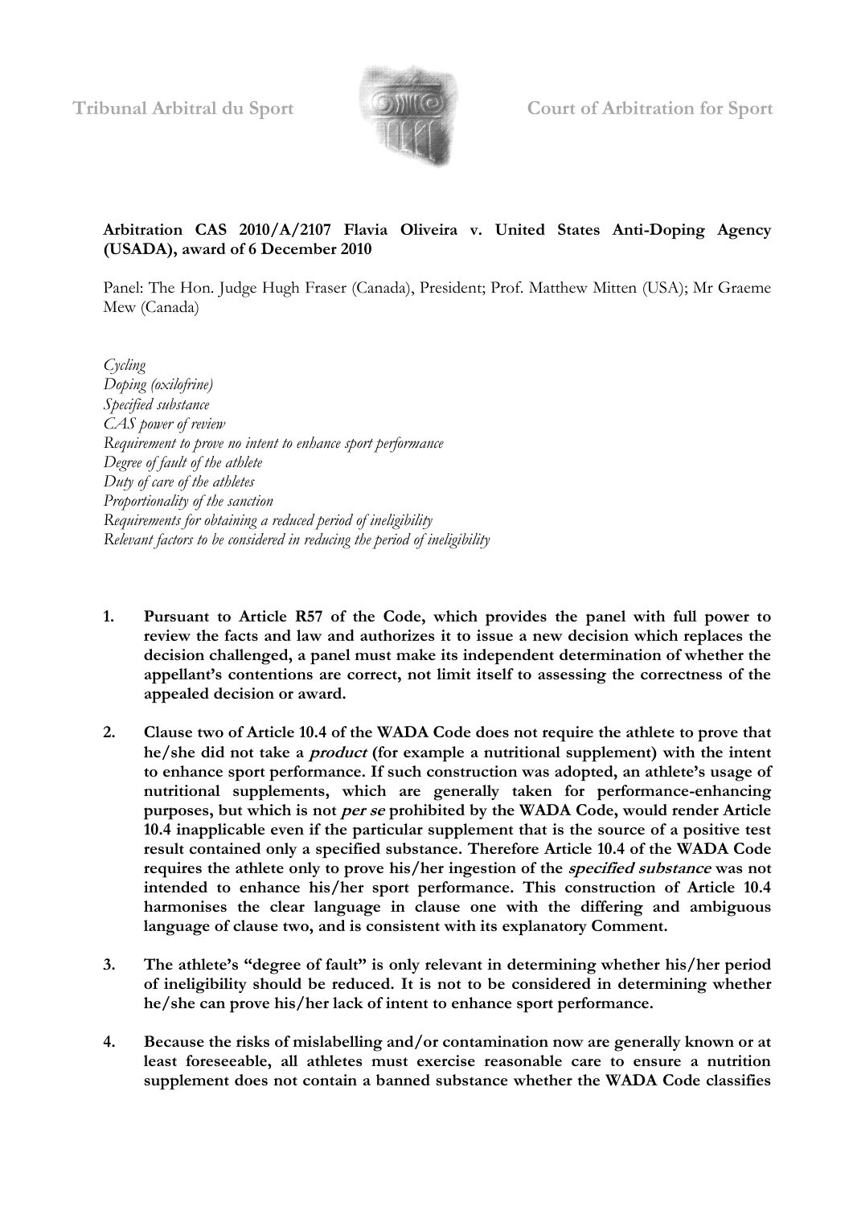Tribunal Arbitral du Sport Court of Arbitration for Sport

**Arbitration CAS 2010/A/2107 Flavia Oliveira v. United States Anti-Doping Agency (USADA), award of 6 December 2010**

Panel: The Hon. Judge Hugh Fraser (Canada), President; Prof. Matthew Mitten (USA); Mr Graeme Mew (Canada)

*Cycling*
*Doping (oxilofrine)*
*Specified substance*
*CAS power of review*
*Requirement to prove no intent to enhance sport performance*
*Degree of fault of the athlete*
*Duty of care of the athletes*
*Proportionality of the sanction*
*Requirements for obtaining a reduced period of ineligibility*
*Relevant factors to be considered in reducing the period of ineligibility*

1. **Pursuant to Article R57 of the Code, which provides the panel with full power to review the facts and law and authorizes it to issue a new decision which replaces the decision challenged, a panel must make its independent determination of whether the appellant's contentions are correct, not limit itself to assessing the correctness of the appealed decision or award.**

2. **Clause two of Article 10.4 of the WADA Code does not require the athlete to prove that he/she did not take a *product* (for example a nutritional supplement) with the intent to enhance sport performance. If such construction was adopted, an athlete's usage of nutritional supplements, which are generally taken for performance-enhancing purposes, but which is not *per se* prohibited by the WADA Code, would render Article 10.4 inapplicable even if the particular supplement that is the source of a positive test result contained only a specified substance. Therefore Article 10.4 of the WADA Code requires the athlete only to prove his/her ingestion of the *specified substance* was not intended to enhance his/her sport performance. This construction of Article 10.4 harmonises the clear language in clause one with the differing and ambiguous language of clause two, and is consistent with its explanatory Comment.**

3. **The athlete's "degree of fault" is only relevant in determining whether his/her period of ineligibility should be reduced. It is not to be considered in determining whether he/she can prove his/her lack of intent to enhance sport performance.**

4. **Because the risks of mislabelling and/or contamination now are generally known or at least foreseeable, all athletes must exercise reasonable care to ensure a nutrition supplement does not contain a banned substance whether the WADA Code classifies**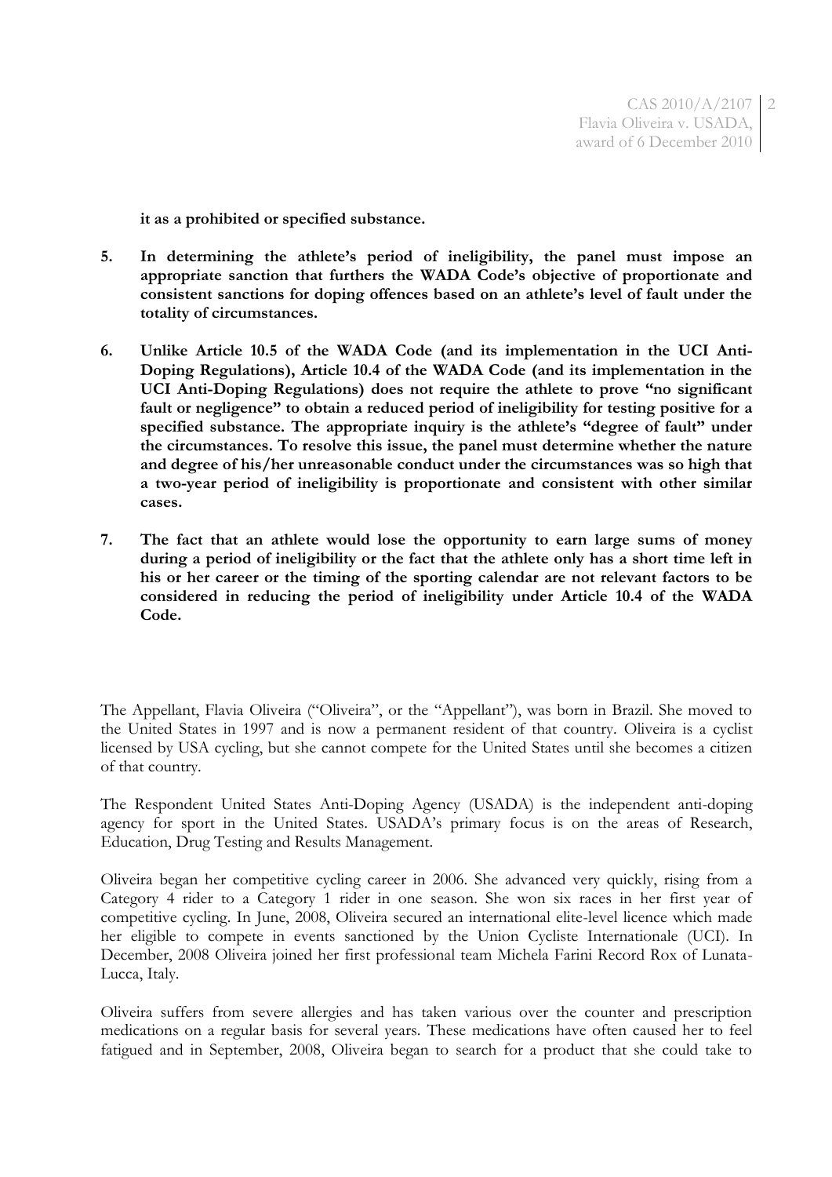**it as a prohibited or specified substance.**

5. **In determining the athlete's period of ineligibility, the panel must impose an appropriate sanction that furthers the WADA Code's objective of proportionate and consistent sanctions for doping offences based on an athlete's level of fault under the totality of circumstances.**

6. **Unlike Article 10.5 of the WADA Code (and its implementation in the UCI Anti-Doping Regulations), Article 10.4 of the WADA Code (and its implementation in the UCI Anti-Doping Regulations) does not require the athlete to prove "no significant fault or negligence" to obtain a reduced period of ineligibility for testing positive for a specified substance. The appropriate inquiry is the athlete's "degree of fault" under the circumstances. To resolve this issue, the panel must determine whether the nature and degree of his/her unreasonable conduct under the circumstances was so high that a two-year period of ineligibility is proportionate and consistent with other similar cases.**

7. **The fact that an athlete would lose the opportunity to earn large sums of money during a period of ineligibility or the fact that the athlete only has a short time left in his or her career or the timing of the sporting calendar are not relevant factors to be considered in reducing the period of ineligibility under Article 10.4 of the WADA Code.**

The Appellant, Flavia Oliveira ("Oliveira", or the "Appellant"), was born in Brazil. She moved to the United States in 1997 and is now a permanent resident of that country. Oliveira is a cyclist licensed by USA cycling, but she cannot compete for the United States until she becomes a citizen of that country.

The Respondent United States Anti-Doping Agency (USADA) is the independent anti-doping agency for sport in the United States. USADA's primary focus is on the areas of Research, Education, Drug Testing and Results Management.

Oliveira began her competitive cycling career in 2006. She advanced very quickly, rising from a Category 4 rider to a Category 1 rider in one season. She won six races in her first year of competitive cycling. In June, 2008, Oliveira secured an international elite-level licence which made her eligible to compete in events sanctioned by the Union Cycliste Internationale (UCI). In December, 2008 Oliveira joined her first professional team Michela Farini Record Rox of Lunata-Lucca, Italy.

Oliveira suffers from severe allergies and has taken various over the counter and prescription medications on a regular basis for several years. These medications have often caused her to feel fatigued and in September, 2008, Oliveira began to search for a product that she could take to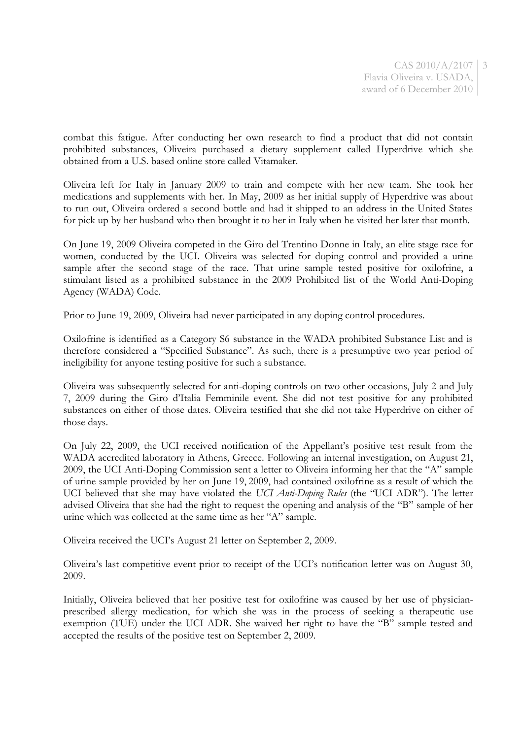combat this fatigue. After conducting her own research to find a product that did not contain prohibited substances, Oliveira purchased a dietary supplement called Hyperdrive which she obtained from a U.S. based online store called Vitamaker.

Oliveira left for Italy in January 2009 to train and compete with her new team. She took her medications and supplements with her. In May, 2009 as her initial supply of Hyperdrive was about to run out, Oliveira ordered a second bottle and had it shipped to an address in the United States for pick up by her husband who then brought it to her in Italy when he visited her later that month.

On June 19, 2009 Oliveira competed in the Giro del Trentino Donne in Italy, an elite stage race for women, conducted by the UCI. Oliveira was selected for doping control and provided a urine sample after the second stage of the race. That urine sample tested positive for oxilofrine, a stimulant listed as a prohibited substance in the 2009 Prohibited list of the World Anti-Doping Agency (WADA) Code.

Prior to June 19, 2009, Oliveira had never participated in any doping control procedures.

Oxilofrine is identified as a Category S6 substance in the WADA prohibited Substance List and is therefore considered a "Specified Substance". As such, there is a presumptive two year period of ineligibility for anyone testing positive for such a substance.

Oliveira was subsequently selected for anti-doping controls on two other occasions, July 2 and July 7, 2009 during the Giro d'Italia Femminile event. She did not test positive for any prohibited substances on either of those dates. Oliveira testified that she did not take Hyperdrive on either of those days.

On July 22, 2009, the UCI received notification of the Appellant's positive test result from the WADA accredited laboratory in Athens, Greece. Following an internal investigation, on August 21, 2009, the UCI Anti-Doping Commission sent a letter to Oliveira informing her that the "A" sample of urine sample provided by her on June 19, 2009, had contained oxilofrine as a result of which the UCI believed that she may have violated the *UCI Anti-Doping Rules* (the "UCI ADR"). The letter advised Oliveira that she had the right to request the opening and analysis of the "B" sample of her urine which was collected at the same time as her "A" sample.

Oliveira received the UCI's August 21 letter on September 2, 2009.

Oliveira's last competitive event prior to receipt of the UCI's notification letter was on August 30, 2009.

Initially, Oliveira believed that her positive test for oxilofrine was caused by her use of physician-prescribed allergy medication, for which she was in the process of seeking a therapeutic use exemption (TUE) under the UCI ADR. She waived her right to have the "B" sample tested and accepted the results of the positive test on September 2, 2009.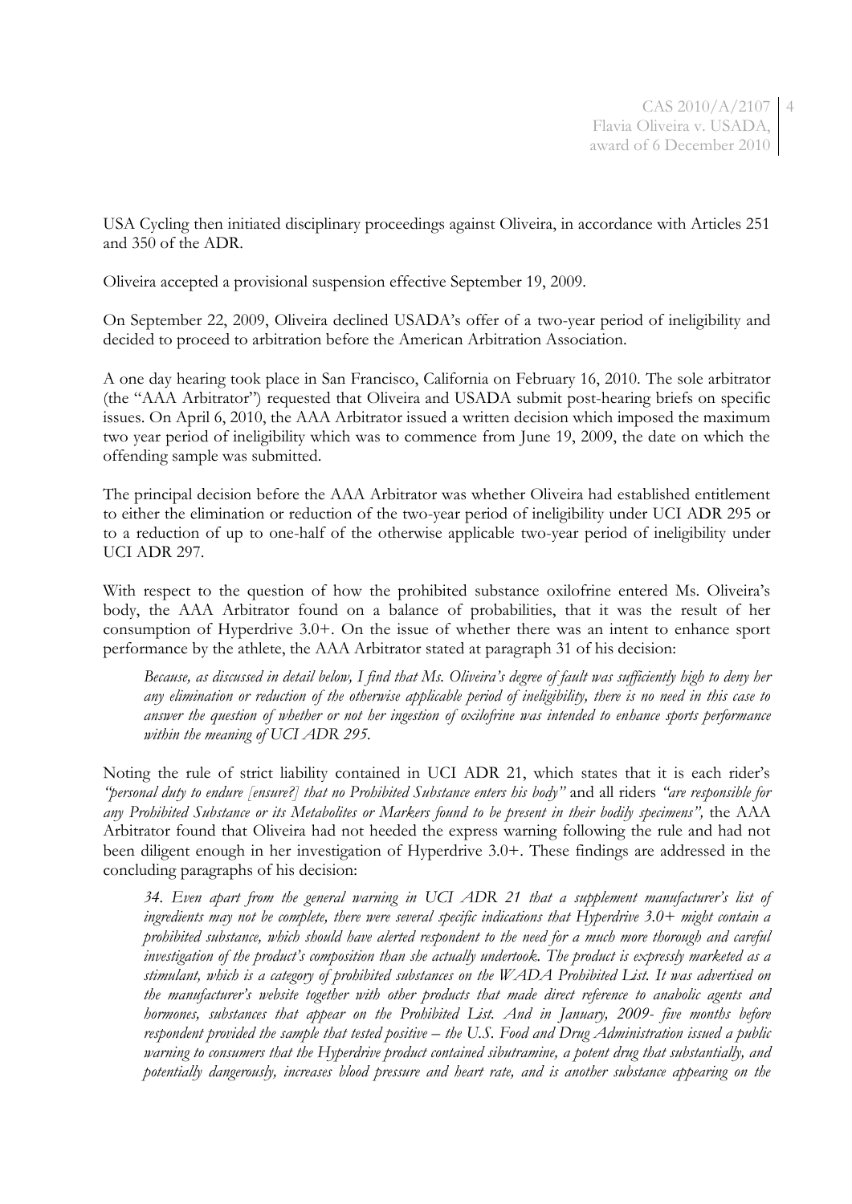USA Cycling then initiated disciplinary proceedings against Oliveira, in accordance with Articles 251 and 350 of the ADR.

Oliveira accepted a provisional suspension effective September 19, 2009.

On September 22, 2009, Oliveira declined USADA's offer of a two-year period of ineligibility and decided to proceed to arbitration before the American Arbitration Association.

A one day hearing took place in San Francisco, California on February 16, 2010. The sole arbitrator (the "AAA Arbitrator") requested that Oliveira and USADA submit post-hearing briefs on specific issues. On April 6, 2010, the AAA Arbitrator issued a written decision which imposed the maximum two year period of ineligibility which was to commence from June 19, 2009, the date on which the offending sample was submitted.

The principal decision before the AAA Arbitrator was whether Oliveira had established entitlement to either the elimination or reduction of the two-year period of ineligibility under UCI ADR 295 or to a reduction of up to one-half of the otherwise applicable two-year period of ineligibility under UCI ADR 297.

With respect to the question of how the prohibited substance oxilofrine entered Ms. Oliveira's body, the AAA Arbitrator found on a balance of probabilities, that it was the result of her consumption of Hyperdrive 3.0+. On the issue of whether there was an intent to enhance sport performance by the athlete, the AAA Arbitrator stated at paragraph 31 of his decision:

> *Because, as discussed in detail below, I find that Ms. Oliveira's degree of fault was sufficiently high to deny her any elimination or reduction of the otherwise applicable period of ineligibility, there is no need in this case to answer the question of whether or not her ingestion of oxilofrine was intended to enhance sports performance within the meaning of UCI ADR 295.*

Noting the rule of strict liability contained in UCI ADR 21, which states that it is each rider's *"personal duty to endure [ensure?] that no Prohibited Substance enters his body"* and all riders *"are responsible for any Prohibited Substance or its Metabolites or Markers found to be present in their bodily specimens",* the AAA Arbitrator found that Oliveira had not heeded the express warning following the rule and had not been diligent enough in her investigation of Hyperdrive 3.0+. These findings are addressed in the concluding paragraphs of his decision:

> *34. Even apart from the general warning in UCI ADR 21 that a supplement manufacturer's list of ingredients may not be complete, there were several specific indications that Hyperdrive 3.0+ might contain a prohibited substance, which should have alerted respondent to the need for a much more thorough and careful investigation of the product's composition than she actually undertook. The product is expressly marketed as a stimulant, which is a category of prohibited substances on the WADA Prohibited List. It was advertised on the manufacturer's website together with other products that made direct reference to anabolic agents and hormones, substances that appear on the Prohibited List. And in January, 2009- five months before respondent provided the sample that tested positive – the U.S. Food and Drug Administration issued a public warning to consumers that the Hyperdrive product contained sibutramine, a potent drug that substantially, and potentially dangerously, increases blood pressure and heart rate, and is another substance appearing on the*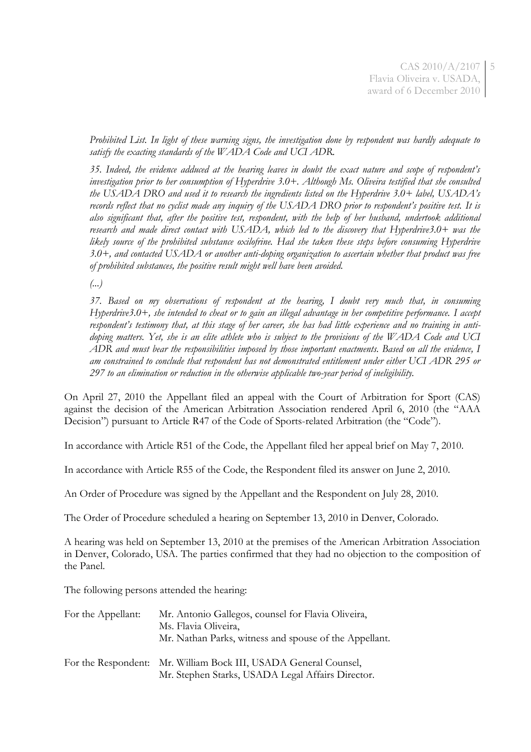*Prohibited List. In light of these warning signs, the investigation done by respondent was hardly adequate to satisfy the exacting standards of the WADA Code and UCI ADR.*

*35. Indeed, the evidence adduced at the hearing leaves in doubt the exact nature and scope of respondent's investigation prior to her consumption of Hyperdrive 3.0+. Although Ms. Oliveira testified that she consulted the USADA DRO and used it to research the ingredients listed on the Hyperdrive 3.0+ label, USADA's records reflect that no cyclist made any inquiry of the USADA DRO prior to respondent's positive test. It is also significant that, after the positive test, respondent, with the help of her husband, undertook additional research and made direct contact with USADA, which led to the discovery that Hyperdrive3.0+ was the likely source of the prohibited substance oxilofrine. Had she taken these steps before consuming Hyperdrive 3.0+, and contacted USADA or another anti-doping organization to ascertain whether that product was free of prohibited substances, the positive result might well have been avoided.*

*(...)*

*37. Based on my observations of respondent at the hearing, I doubt very much that, in consuming Hyperdrive3.0+, she intended to cheat or to gain an illegal advantage in her competitive performance. I accept respondent's testimony that, at this stage of her career, she has had little experience and no training in anti-doping matters. Yet, she is an elite athlete who is subject to the provisions of the WADA Code and UCI ADR and must bear the responsibilities imposed by those important enactments. Based on all the evidence, I am constrained to conclude that respondent has not demonstrated entitlement under either UCI ADR 295 or 297 to an elimination or reduction in the otherwise applicable two-year period of ineligibility.*

On April 27, 2010 the Appellant filed an appeal with the Court of Arbitration for Sport (CAS) against the decision of the American Arbitration Association rendered April 6, 2010 (the "AAA Decision") pursuant to Article R47 of the Code of Sports-related Arbitration (the "Code").

In accordance with Article R51 of the Code, the Appellant filed her appeal brief on May 7, 2010.

In accordance with Article R55 of the Code, the Respondent filed its answer on June 2, 2010.

An Order of Procedure was signed by the Appellant and the Respondent on July 28, 2010.

The Order of Procedure scheduled a hearing on September 13, 2010 in Denver, Colorado.

A hearing was held on September 13, 2010 at the premises of the American Arbitration Association in Denver, Colorado, USA. The parties confirmed that they had no objection to the composition of the Panel.

The following persons attended the hearing:

For the Appellant: Mr. Antonio Gallegos, counsel for Flavia Oliveira,
Ms. Flavia Oliveira,
Mr. Nathan Parks, witness and spouse of the Appellant.

For the Respondent: Mr. William Bock III, USADA General Counsel,
Mr. Stephen Starks, USADA Legal Affairs Director.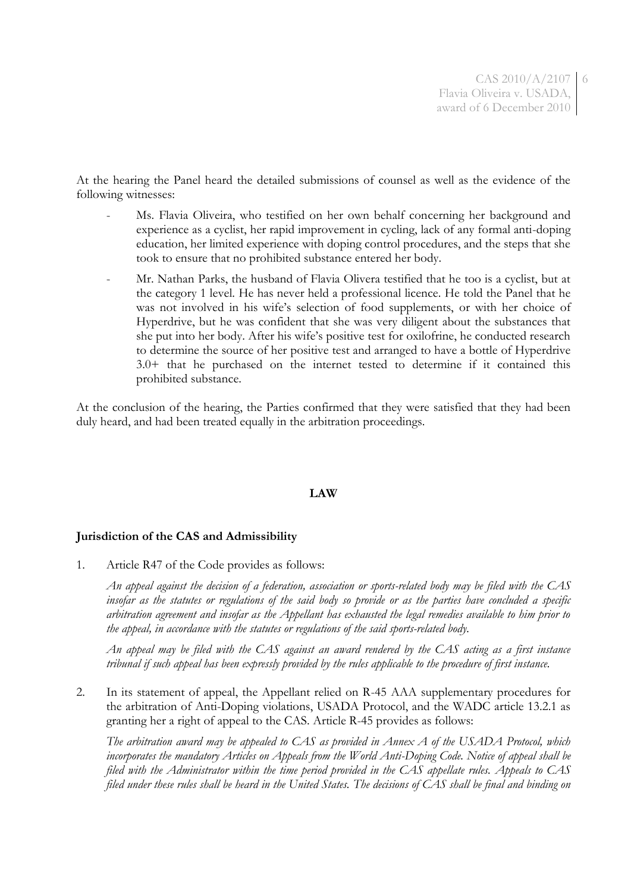At the hearing the Panel heard the detailed submissions of counsel as well as the evidence of the following witnesses:

- Ms. Flavia Oliveira, who testified on her own behalf concerning her background and experience as a cyclist, her rapid improvement in cycling, lack of any formal anti-doping education, her limited experience with doping control procedures, and the steps that she took to ensure that no prohibited substance entered her body.
- Mr. Nathan Parks, the husband of Flavia Olivera testified that he too is a cyclist, but at the category 1 level. He has never held a professional licence. He told the Panel that he was not involved in his wife's selection of food supplements, or with her choice of Hyperdrive, but he was confident that she was very diligent about the substances that she put into her body. After his wife's positive test for oxilofrine, he conducted research to determine the source of her positive test and arranged to have a bottle of Hyperdrive 3.0+ that he purchased on the internet tested to determine if it contained this prohibited substance.

At the conclusion of the hearing, the Parties confirmed that they were satisfied that they had been duly heard, and had been treated equally in the arbitration proceedings.

## LAW

### Jurisdiction of the CAS and Admissibility

1. Article R47 of the Code provides as follows:

   *An appeal against the decision of a federation, association or sports-related body may be filed with the CAS insofar as the statutes or regulations of the said body so provide or as the parties have concluded a specific arbitration agreement and insofar as the Appellant has exhausted the legal remedies available to him prior to the appeal, in accordance with the statutes or regulations of the said sports-related body.*

   *An appeal may be filed with the CAS against an award rendered by the CAS acting as a first instance tribunal if such appeal has been expressly provided by the rules applicable to the procedure of first instance.*

2. In its statement of appeal, the Appellant relied on R-45 AAA supplementary procedures for the arbitration of Anti-Doping violations, USADA Protocol, and the WADC article 13.2.1 as granting her a right of appeal to the CAS. Article R-45 provides as follows:

   *The arbitration award may be appealed to CAS as provided in Annex A of the USADA Protocol, which incorporates the mandatory Articles on Appeals from the World Anti-Doping Code. Notice of appeal shall be filed with the Administrator within the time period provided in the CAS appellate rules. Appeals to CAS filed under these rules shall be heard in the United States. The decisions of CAS shall be final and binding on*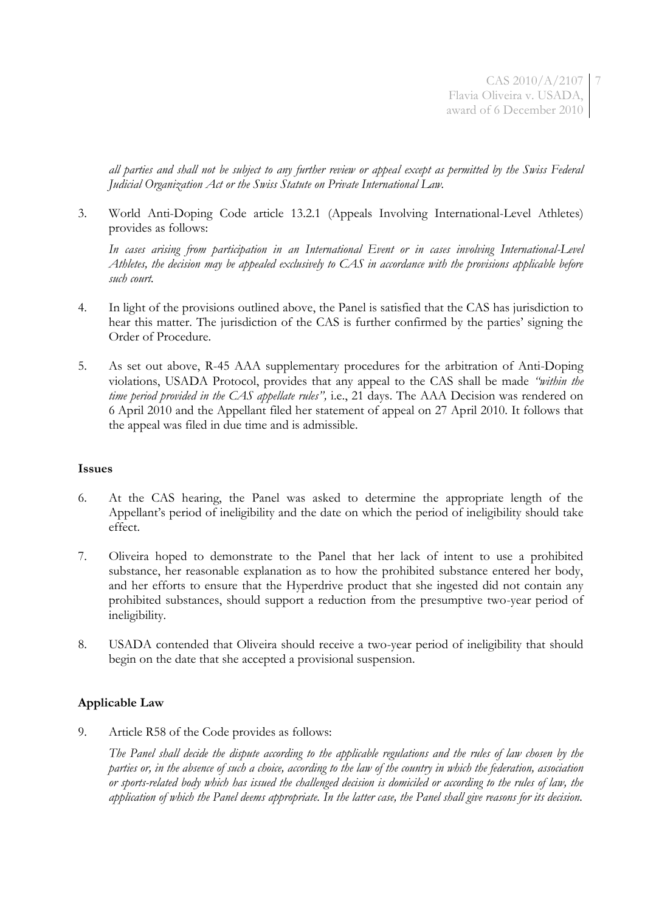*all parties and shall not be subject to any further review or appeal except as permitted by the Swiss Federal Judicial Organization Act or the Swiss Statute on Private International Law.*

3. World Anti-Doping Code article 13.2.1 (Appeals Involving International-Level Athletes) provides as follows:

   *In cases arising from participation in an International Event or in cases involving International-Level Athletes, the decision may be appealed exclusively to CAS in accordance with the provisions applicable before such court.*

4. In light of the provisions outlined above, the Panel is satisfied that the CAS has jurisdiction to hear this matter. The jurisdiction of the CAS is further confirmed by the parties' signing the Order of Procedure.

5. As set out above, R-45 AAA supplementary procedures for the arbitration of Anti-Doping violations, USADA Protocol, provides that any appeal to the CAS shall be made *"within the time period provided in the CAS appellate rules"*, i.e., 21 days. The AAA Decision was rendered on 6 April 2010 and the Appellant filed her statement of appeal on 27 April 2010. It follows that the appeal was filed in due time and is admissible.

**Issues**

6. At the CAS hearing, the Panel was asked to determine the appropriate length of the Appellant's period of ineligibility and the date on which the period of ineligibility should take effect.

7. Oliveira hoped to demonstrate to the Panel that her lack of intent to use a prohibited substance, her reasonable explanation as to how the prohibited substance entered her body, and her efforts to ensure that the Hyperdrive product that she ingested did not contain any prohibited substances, should support a reduction from the presumptive two-year period of ineligibility.

8. USADA contended that Oliveira should receive a two-year period of ineligibility that should begin on the date that she accepted a provisional suspension.

**Applicable Law**

9. Article R58 of the Code provides as follows:

   *The Panel shall decide the dispute according to the applicable regulations and the rules of law chosen by the parties or, in the absence of such a choice, according to the law of the country in which the federation, association or sports-related body which has issued the challenged decision is domiciled or according to the rules of law, the application of which the Panel deems appropriate. In the latter case, the Panel shall give reasons for its decision.*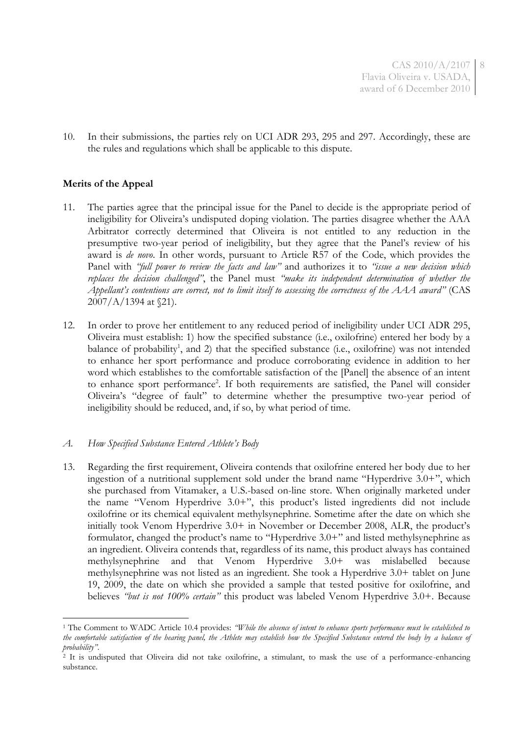10. In their submissions, the parties rely on UCI ADR 293, 295 and 297. Accordingly, these are the rules and regulations which shall be applicable to this dispute.

**Merits of the Appeal**

11. The parties agree that the principal issue for the Panel to decide is the appropriate period of ineligibility for Oliveira's undisputed doping violation. The parties disagree whether the AAA Arbitrator correctly determined that Oliveira is not entitled to any reduction in the presumptive two-year period of ineligibility, but they agree that the Panel's review of his award is *de novo*. In other words, pursuant to Article R57 of the Code, which provides the Panel with *"full power to review the facts and law"* and authorizes it to *"issue a new decision which replaces the decision challenged"*, the Panel must *"make its independent determination of whether the Appellant's contentions are correct, not to limit itself to assessing the correctness of the AAA award"* (CAS 2007/A/1394 at §21).

12. In order to prove her entitlement to any reduced period of ineligibility under UCI ADR 295, Oliveira must establish: 1) how the specified substance (i.e., oxilofrine) entered her body by a balance of probability[1], and 2) that the specified substance (i.e., oxilofrine) was not intended to enhance her sport performance and produce corroborating evidence in addition to her word which establishes to the comfortable satisfaction of the [Panel] the absence of an intent to enhance sport performance[2]. If both requirements are satisfied, the Panel will consider Oliveira's "degree of fault" to determine whether the presumptive two-year period of ineligibility should be reduced, and, if so, by what period of time.

*A. How Specified Substance Entered Athlete's Body*

13. Regarding the first requirement, Oliveira contends that oxilofrine entered her body due to her ingestion of a nutritional supplement sold under the brand name "Hyperdrive 3.0+", which she purchased from Vitamaker, a U.S.-based on-line store. When originally marketed under the name "Venom Hyperdrive 3.0+", this product's listed ingredients did not include oxilofrine or its chemical equivalent methylsynephrine. Sometime after the date on which she initially took Venom Hyperdrive 3.0+ in November or December 2008, ALR, the product's formulator, changed the product's name to "Hyperdrive 3.0+" and listed methylsynephrine as an ingredient. Oliveira contends that, regardless of its name, this product always has contained methylsynephrine and that Venom Hyperdrive 3.0+ was mislabelled because methylsynephrine was not listed as an ingredient. She took a Hyperdrive 3.0+ tablet on June 19, 2009, the date on which she provided a sample that tested positive for oxilofrine, and believes *"but is not 100% certain"* this product was labeled Venom Hyperdrive 3.0+. Because

[1] The Comment to WADC Article 10.4 provides: *"While the absence of intent to enhance sports performance must be established to the comfortable satisfaction of the hearing panel, the Athlete may establish how the Specified Substance entered the body by a balance of probability"*.

[2] It is undisputed that Oliveira did not take oxilofrine, a stimulant, to mask the use of a performance-enhancing substance.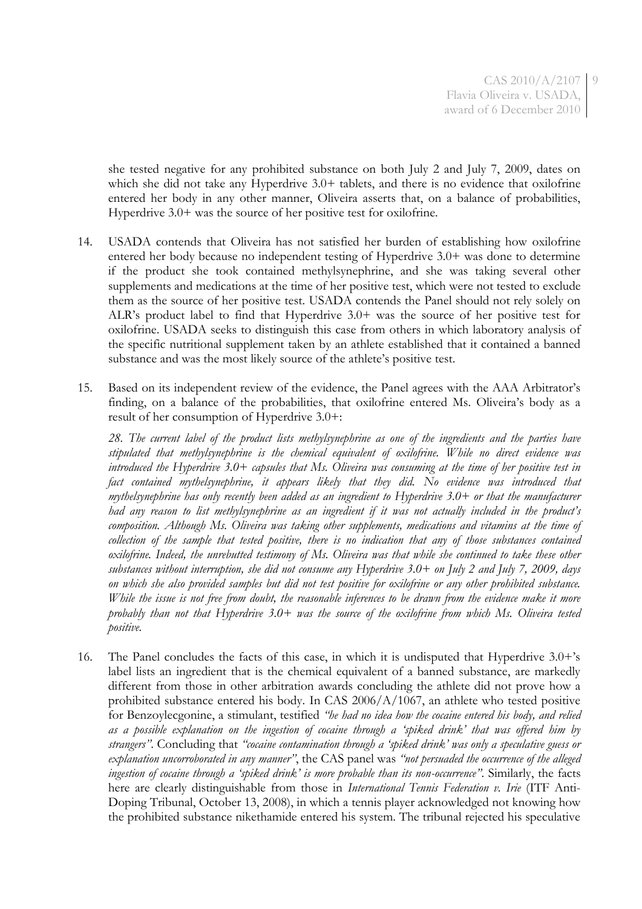she tested negative for any prohibited substance on both July 2 and July 7, 2009, dates on which she did not take any Hyperdrive 3.0+ tablets, and there is no evidence that oxilofrine entered her body in any other manner, Oliveira asserts that, on a balance of probabilities, Hyperdrive 3.0+ was the source of her positive test for oxilofrine.

14. USADA contends that Oliveira has not satisfied her burden of establishing how oxilofrine entered her body because no independent testing of Hyperdrive 3.0+ was done to determine if the product she took contained methylsynephrine, and she was taking several other supplements and medications at the time of her positive test, which were not tested to exclude them as the source of her positive test. USADA contends the Panel should not rely solely on ALR's product label to find that Hyperdrive 3.0+ was the source of her positive test for oxilofrine. USADA seeks to distinguish this case from others in which laboratory analysis of the specific nutritional supplement taken by an athlete established that it contained a banned substance and was the most likely source of the athlete's positive test.

15. Based on its independent review of the evidence, the Panel agrees with the AAA Arbitrator's finding, on a balance of the probabilities, that oxilofrine entered Ms. Oliveira's body as a result of her consumption of Hyperdrive 3.0+:

    *28. The current label of the product lists methylsynephrine as one of the ingredients and the parties have stipulated that methylsynephrine is the chemical equivalent of oxilofrine. While no direct evidence was introduced the Hyperdrive 3.0+ capsules that Ms. Oliveira was consuming at the time of her positive test in fact contained mythelsynephrine, it appears likely that they did. No evidence was introduced that mythelsynephrine has only recently been added as an ingredient to Hyperdrive 3.0+ or that the manufacturer had any reason to list methylsynephrine as an ingredient if it was not actually included in the product's composition. Although Ms. Oliveira was taking other supplements, medications and vitamins at the time of collection of the sample that tested positive, there is no indication that any of those substances contained oxilofrine. Indeed, the unrebutted testimony of Ms. Oliveira was that while she continued to take these other substances without interruption, she did not consume any Hyperdrive 3.0+ on July 2 and July 7, 2009, days on which she also provided samples but did not test positive for oxilofrine or any other prohibited substance. While the issue is not free from doubt, the reasonable inferences to be drawn from the evidence make it more probably than not that Hyperdrive 3.0+ was the source of the oxilofrine from which Ms. Oliveira tested positive.*

16. The Panel concludes the facts of this case, in which it is undisputed that Hyperdrive 3.0+'s label lists an ingredient that is the chemical equivalent of a banned substance, are markedly different from those in other arbitration awards concluding the athlete did not prove how a prohibited substance entered his body. In CAS 2006/A/1067, an athlete who tested positive for Benzoylecgonine, a stimulant, testified *"he had no idea how the cocaine entered his body, and relied as a possible explanation on the ingestion of cocaine through a 'spiked drink' that was offered him by strangers"*. Concluding that *"cocaine contamination through a 'spiked drink' was only a speculative guess or explanation uncorroborated in any manner"*, the CAS panel was *"not persuaded the occurrence of the alleged ingestion of cocaine through a 'spiked drink' is more probable than its non-occurrence"*. Similarly, the facts here are clearly distinguishable from those in *International Tennis Federation v. Irie* (ITF Anti-Doping Tribunal, October 13, 2008), in which a tennis player acknowledged not knowing how the prohibited substance nikethamide entered his system. The tribunal rejected his speculative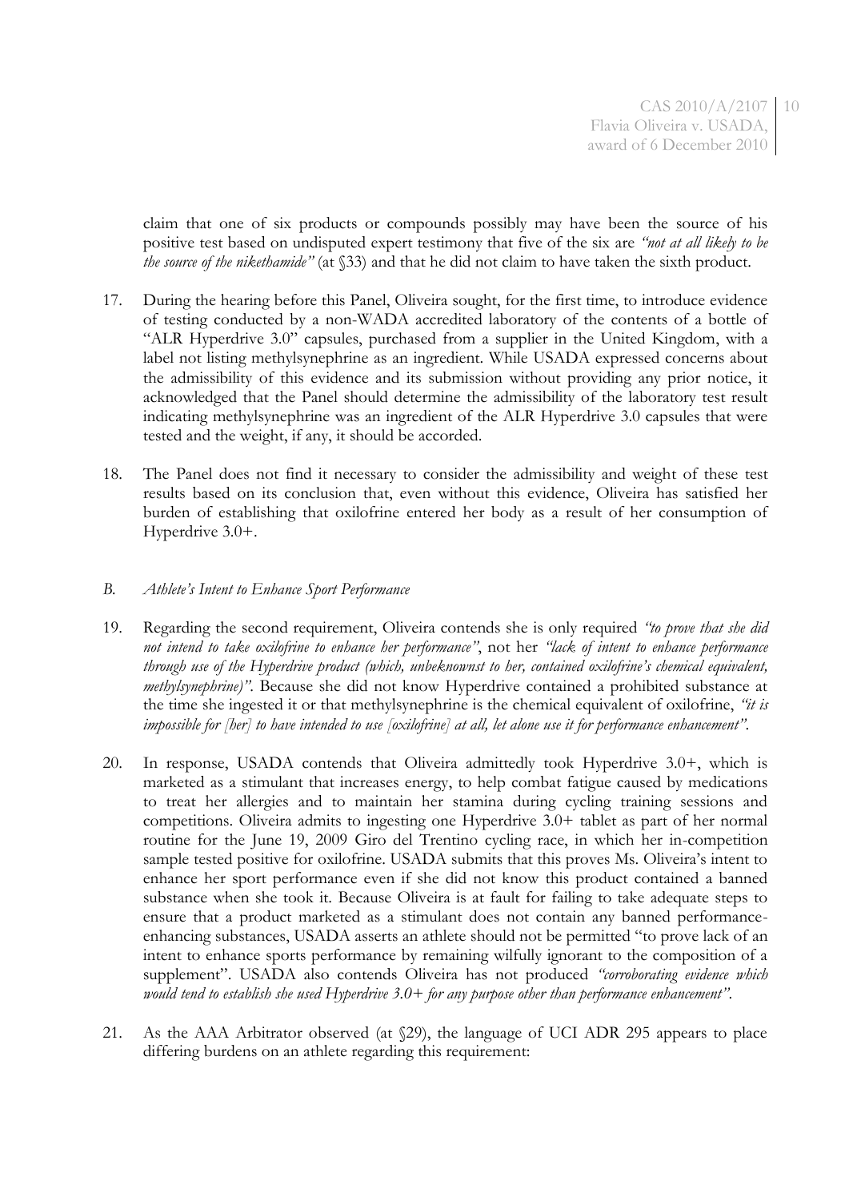claim that one of six products or compounds possibly may have been the source of his positive test based on undisputed expert testimony that five of the six are *"not at all likely to be the source of the nikethamide"* (at §33) and that he did not claim to have taken the sixth product.

17. During the hearing before this Panel, Oliveira sought, for the first time, to introduce evidence of testing conducted by a non-WADA accredited laboratory of the contents of a bottle of "ALR Hyperdrive 3.0" capsules, purchased from a supplier in the United Kingdom, with a label not listing methylsynephrine as an ingredient. While USADA expressed concerns about the admissibility of this evidence and its submission without providing any prior notice, it acknowledged that the Panel should determine the admissibility of the laboratory test result indicating methylsynephrine was an ingredient of the ALR Hyperdrive 3.0 capsules that were tested and the weight, if any, it should be accorded.

18. The Panel does not find it necessary to consider the admissibility and weight of these test results based on its conclusion that, even without this evidence, Oliveira has satisfied her burden of establishing that oxilofrine entered her body as a result of her consumption of Hyperdrive 3.0+.

### *B. Athlete's Intent to Enhance Sport Performance*

19. Regarding the second requirement, Oliveira contends she is only required *"to prove that she did not intend to take oxilofrine to enhance her performance"*, not her *"lack of intent to enhance performance through use of the Hyperdrive product (which, unbeknownst to her, contained oxilofrine's chemical equivalent, methylsynephrine)"*. Because she did not know Hyperdrive contained a prohibited substance at the time she ingested it or that methylsynephrine is the chemical equivalent of oxilofrine, *"it is impossible for [her] to have intended to use [oxilofrine] at all, let alone use it for performance enhancement"*.

20. In response, USADA contends that Oliveira admittedly took Hyperdrive 3.0+, which is marketed as a stimulant that increases energy, to help combat fatigue caused by medications to treat her allergies and to maintain her stamina during cycling training sessions and competitions. Oliveira admits to ingesting one Hyperdrive 3.0+ tablet as part of her normal routine for the June 19, 2009 Giro del Trentino cycling race, in which her in-competition sample tested positive for oxilofrine. USADA submits that this proves Ms. Oliveira's intent to enhance her sport performance even if she did not know this product contained a banned substance when she took it. Because Oliveira is at fault for failing to take adequate steps to ensure that a product marketed as a stimulant does not contain any banned performance-enhancing substances, USADA asserts an athlete should not be permitted "to prove lack of an intent to enhance sports performance by remaining wilfully ignorant to the composition of a supplement". USADA also contends Oliveira has not produced *"corroborating evidence which would tend to establish she used Hyperdrive 3.0+ for any purpose other than performance enhancement"*.

21. As the AAA Arbitrator observed (at §29), the language of UCI ADR 295 appears to place differing burdens on an athlete regarding this requirement: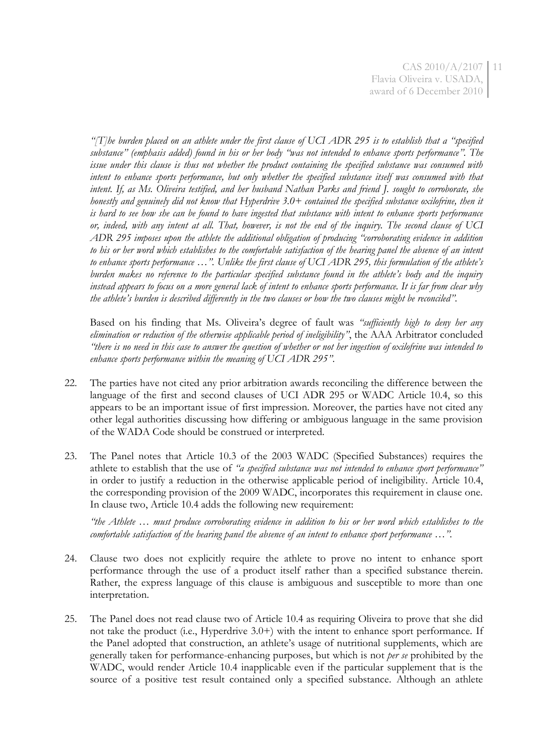*"[T]he burden placed on an athlete under the first clause of UCI ADR 295 is to establish that a "specified substance" (emphasis added) found in his or her body "was not intended to enhance sports performance". The issue under this clause is thus not whether the product containing the specified substance was consumed with intent to enhance sports performance, but only whether the specified substance itself was consumed with that intent. If, as Ms. Oliveira testified, and her husband Nathan Parks and friend J. sought to corroborate, she honestly and genuinely did not know that Hyperdrive 3.0+ contained the specified substance oxilofrine, then it is hard to see how she can be found to have ingested that substance with intent to enhance sports performance or, indeed, with any intent at all. That, however, is not the end of the inquiry. The second clause of UCI ADR 295 imposes upon the athlete the additional obligation of producing "corroborating evidence in addition to his or her word which establishes to the comfortable satisfaction of the hearing panel the absence of an intent to enhance sports performance …". Unlike the first clause of UCI ADR 295, this formulation of the athlete's burden makes no reference to the particular specified substance found in the athlete's body and the inquiry instead appears to focus on a more general lack of intent to enhance sports performance. It is far from clear why the athlete's burden is described differently in the two clauses or how the two clauses might be reconciled".*

Based on his finding that Ms. Oliveira's degree of fault was *"sufficiently high to deny her any elimination or reduction of the otherwise applicable period of ineligibility"*, the AAA Arbitrator concluded *"there is no need in this case to answer the question of whether or not her ingestion of oxilofrine was intended to enhance sports performance within the meaning of UCI ADR 295".*

22. The parties have not cited any prior arbitration awards reconciling the difference between the language of the first and second clauses of UCI ADR 295 or WADC Article 10.4, so this appears to be an important issue of first impression. Moreover, the parties have not cited any other legal authorities discussing how differing or ambiguous language in the same provision of the WADA Code should be construed or interpreted.

23. The Panel notes that Article 10.3 of the 2003 WADC (Specified Substances) requires the athlete to establish that the use of *"a specified substance was not intended to enhance sport performance"* in order to justify a reduction in the otherwise applicable period of ineligibility. Article 10.4, the corresponding provision of the 2009 WADC, incorporates this requirement in clause one. In clause two, Article 10.4 adds the following new requirement:

    *"the Athlete … must produce corroborating evidence in addition to his or her word which establishes to the comfortable satisfaction of the hearing panel the absence of an intent to enhance sport performance …".*

24. Clause two does not explicitly require the athlete to prove no intent to enhance sport performance through the use of a product itself rather than a specified substance therein. Rather, the express language of this clause is ambiguous and susceptible to more than one interpretation.

25. The Panel does not read clause two of Article 10.4 as requiring Oliveira to prove that she did not take the product (i.e., Hyperdrive 3.0+) with the intent to enhance sport performance. If the Panel adopted that construction, an athlete's usage of nutritional supplements, which are generally taken for performance-enhancing purposes, but which is not *per se* prohibited by the WADC, would render Article 10.4 inapplicable even if the particular supplement that is the source of a positive test result contained only a specified substance. Although an athlete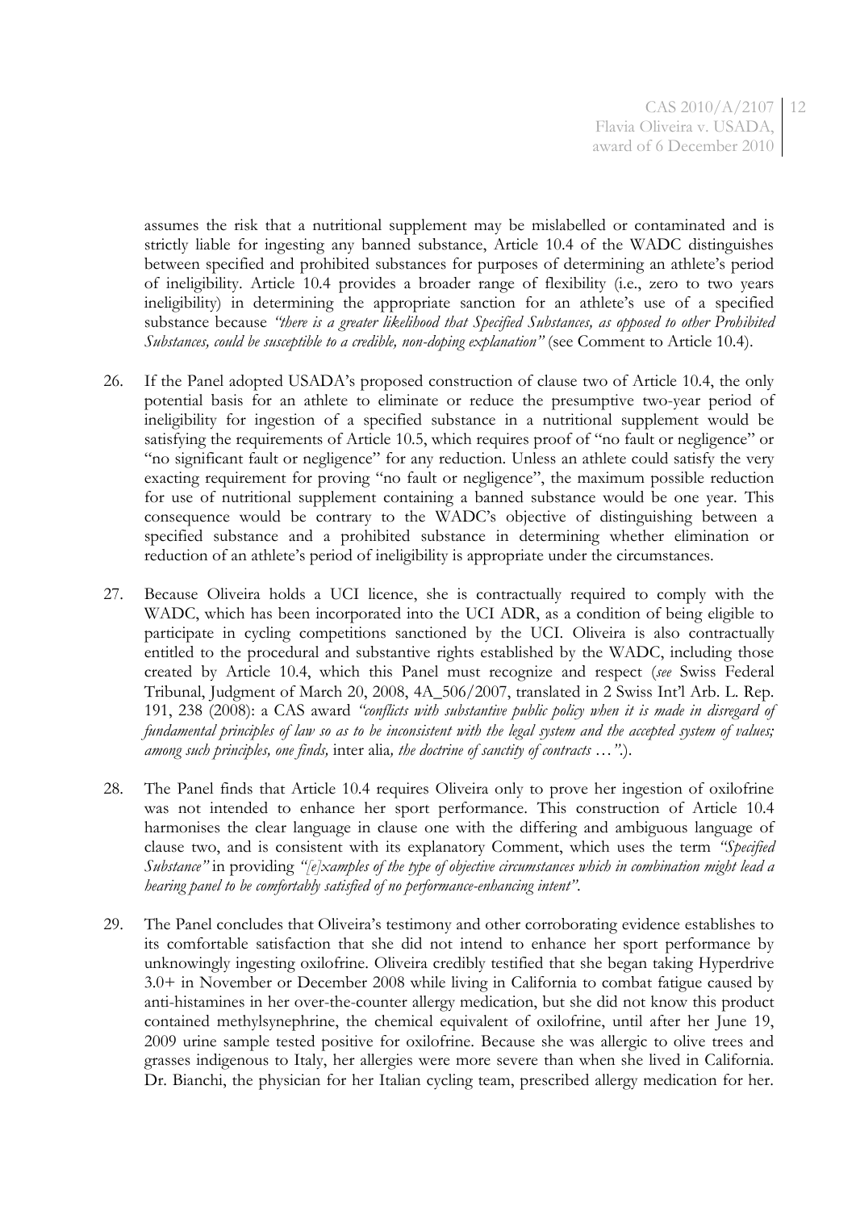assumes the risk that a nutritional supplement may be mislabelled or contaminated and is strictly liable for ingesting any banned substance, Article 10.4 of the WADC distinguishes between specified and prohibited substances for purposes of determining an athlete's period of ineligibility. Article 10.4 provides a broader range of flexibility (i.e., zero to two years ineligibility) in determining the appropriate sanction for an athlete's use of a specified substance because *"there is a greater likelihood that Specified Substances, as opposed to other Prohibited Substances, could be susceptible to a credible, non-doping explanation"* (see Comment to Article 10.4).

26. If the Panel adopted USADA's proposed construction of clause two of Article 10.4, the only potential basis for an athlete to eliminate or reduce the presumptive two-year period of ineligibility for ingestion of a specified substance in a nutritional supplement would be satisfying the requirements of Article 10.5, which requires proof of "no fault or negligence" or "no significant fault or negligence" for any reduction. Unless an athlete could satisfy the very exacting requirement for proving "no fault or negligence", the maximum possible reduction for use of nutritional supplement containing a banned substance would be one year. This consequence would be contrary to the WADC's objective of distinguishing between a specified substance and a prohibited substance in determining whether elimination or reduction of an athlete's period of ineligibility is appropriate under the circumstances.

27. Because Oliveira holds a UCI licence, she is contractually required to comply with the WADC, which has been incorporated into the UCI ADR, as a condition of being eligible to participate in cycling competitions sanctioned by the UCI. Oliveira is also contractually entitled to the procedural and substantive rights established by the WADC, including those created by Article 10.4, which this Panel must recognize and respect (*see* Swiss Federal Tribunal, Judgment of March 20, 2008, 4A_506/2007, translated in 2 Swiss Int'l Arb. L. Rep. 191, 238 (2008): a CAS award *"conflicts with substantive public policy when it is made in disregard of fundamental principles of law so as to be inconsistent with the legal system and the accepted system of values; among such principles, one finds,* inter alia*, the doctrine of sanctity of contracts …"*.).

28. The Panel finds that Article 10.4 requires Oliveira only to prove her ingestion of oxilofrine was not intended to enhance her sport performance. This construction of Article 10.4 harmonises the clear language in clause one with the differing and ambiguous language of clause two, and is consistent with its explanatory Comment, which uses the term *"Specified Substance"* in providing *"[e]xamples of the type of objective circumstances which in combination might lead a hearing panel to be comfortably satisfied of no performance-enhancing intent"*.

29. The Panel concludes that Oliveira's testimony and other corroborating evidence establishes to its comfortable satisfaction that she did not intend to enhance her sport performance by unknowingly ingesting oxilofrine. Oliveira credibly testified that she began taking Hyperdrive 3.0+ in November or December 2008 while living in California to combat fatigue caused by anti-histamines in her over-the-counter allergy medication, but she did not know this product contained methylsynephrine, the chemical equivalent of oxilofrine, until after her June 19, 2009 urine sample tested positive for oxilofrine. Because she was allergic to olive trees and grasses indigenous to Italy, her allergies were more severe than when she lived in California. Dr. Bianchi, the physician for her Italian cycling team, prescribed allergy medication for her.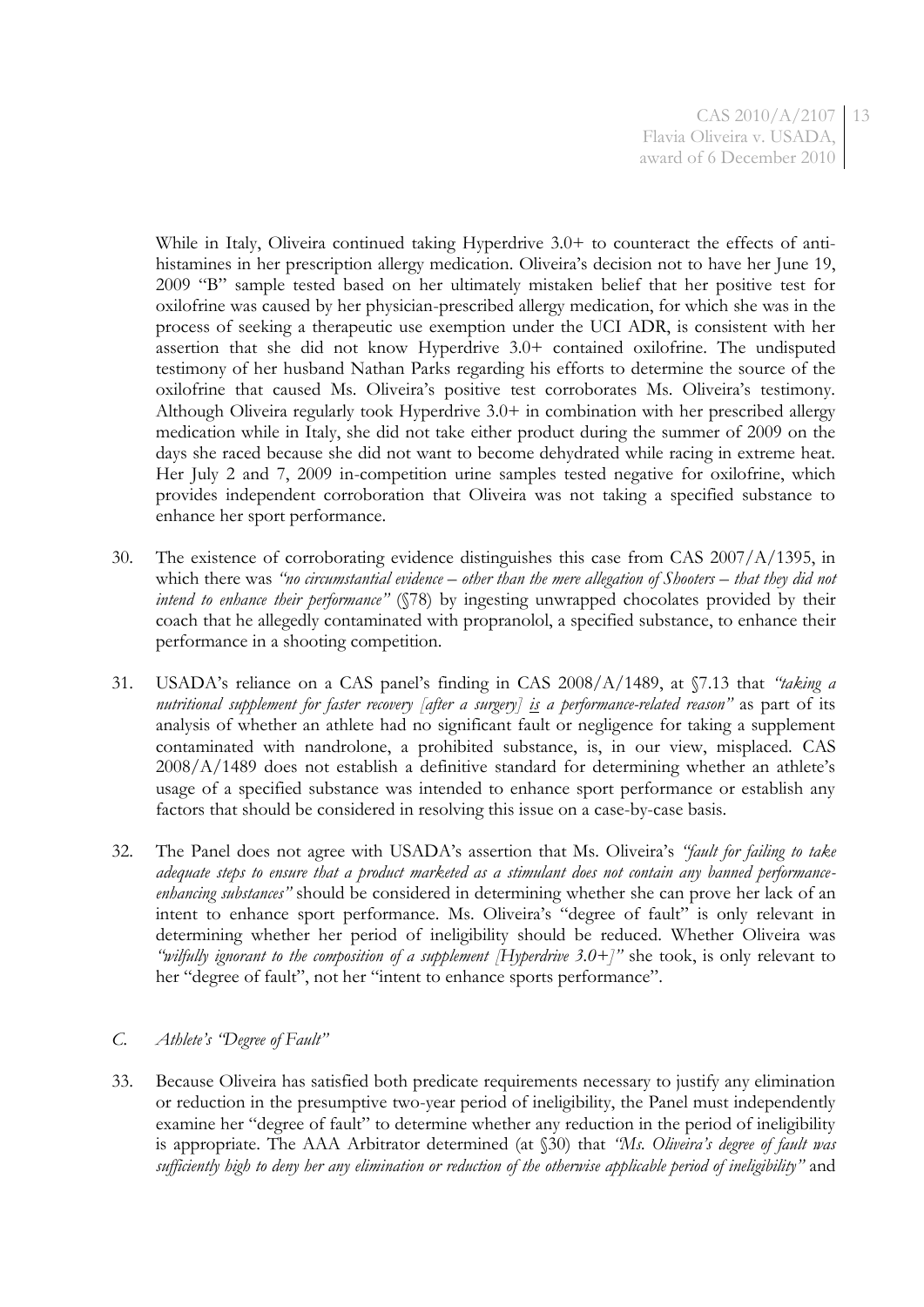While in Italy, Oliveira continued taking Hyperdrive 3.0+ to counteract the effects of antihistamines in her prescription allergy medication. Oliveira's decision not to have her June 19, 2009 "B" sample tested based on her ultimately mistaken belief that her positive test for oxilofrine was caused by her physician-prescribed allergy medication, for which she was in the process of seeking a therapeutic use exemption under the UCI ADR, is consistent with her assertion that she did not know Hyperdrive 3.0+ contained oxilofrine. The undisputed testimony of her husband Nathan Parks regarding his efforts to determine the source of the oxilofrine that caused Ms. Oliveira's positive test corroborates Ms. Oliveira's testimony. Although Oliveira regularly took Hyperdrive 3.0+ in combination with her prescribed allergy medication while in Italy, she did not take either product during the summer of 2009 on the days she raced because she did not want to become dehydrated while racing in extreme heat. Her July 2 and 7, 2009 in-competition urine samples tested negative for oxilofrine, which provides independent corroboration that Oliveira was not taking a specified substance to enhance her sport performance.

30. The existence of corroborating evidence distinguishes this case from CAS 2007/A/1395, in which there was *"no circumstantial evidence – other than the mere allegation of Shooters – that they did not intend to enhance their performance"* (§78) by ingesting unwrapped chocolates provided by their coach that he allegedly contaminated with propranolol, a specified substance, to enhance their performance in a shooting competition.

31. USADA's reliance on a CAS panel's finding in CAS 2008/A/1489, at §7.13 that *"taking a nutritional supplement for faster recovery [after a surgery] is a performance-related reason"* as part of its analysis of whether an athlete had no significant fault or negligence for taking a supplement contaminated with nandrolone, a prohibited substance, is, in our view, misplaced. CAS 2008/A/1489 does not establish a definitive standard for determining whether an athlete's usage of a specified substance was intended to enhance sport performance or establish any factors that should be considered in resolving this issue on a case-by-case basis.

32. The Panel does not agree with USADA's assertion that Ms. Oliveira's *"fault for failing to take adequate steps to ensure that a product marketed as a stimulant does not contain any banned performance-enhancing substances"* should be considered in determining whether she can prove her lack of an intent to enhance sport performance. Ms. Oliveira's "degree of fault" is only relevant in determining whether her period of ineligibility should be reduced. Whether Oliveira was *"wilfully ignorant to the composition of a supplement [Hyperdrive 3.0+]"* she took, is only relevant to her "degree of fault", not her "intent to enhance sports performance".

### *C. Athlete's "Degree of Fault"*

33. Because Oliveira has satisfied both predicate requirements necessary to justify any elimination or reduction in the presumptive two-year period of ineligibility, the Panel must independently examine her "degree of fault" to determine whether any reduction in the period of ineligibility is appropriate. The AAA Arbitrator determined (at §30) that *"Ms. Oliveira's degree of fault was sufficiently high to deny her any elimination or reduction of the otherwise applicable period of ineligibility"* and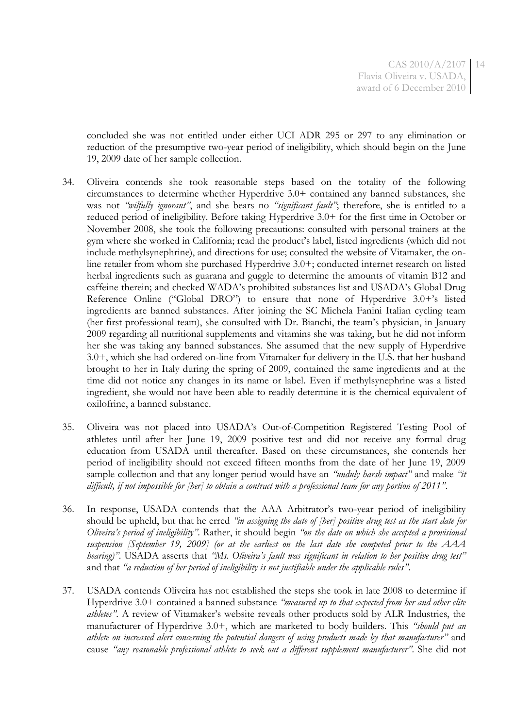concluded she was not entitled under either UCI ADR 295 or 297 to any elimination or reduction of the presumptive two-year period of ineligibility, which should begin on the June 19, 2009 date of her sample collection.

34. Oliveira contends she took reasonable steps based on the totality of the following circumstances to determine whether Hyperdrive 3.0+ contained any banned substances, she was not *"wilfully ignorant"*, and she bears no *"significant fault"*; therefore, she is entitled to a reduced period of ineligibility. Before taking Hyperdrive 3.0+ for the first time in October or November 2008, she took the following precautions: consulted with personal trainers at the gym where she worked in California; read the product's label, listed ingredients (which did not include methylsynephrine), and directions for use; consulted the website of Vitamaker, the on-line retailer from whom she purchased Hyperdrive 3.0+; conducted internet research on listed herbal ingredients such as guarana and guggle to determine the amounts of vitamin B12 and caffeine therein; and checked WADA's prohibited substances list and USADA's Global Drug Reference Online ("Global DRO") to ensure that none of Hyperdrive 3.0+'s listed ingredients are banned substances. After joining the SC Michela Fanini Italian cycling team (her first professional team), she consulted with Dr. Bianchi, the team's physician, in January 2009 regarding all nutritional supplements and vitamins she was taking, but he did not inform her she was taking any banned substances. She assumed that the new supply of Hyperdrive 3.0+, which she had ordered on-line from Vitamaker for delivery in the U.S. that her husband brought to her in Italy during the spring of 2009, contained the same ingredients and at the time did not notice any changes in its name or label. Even if methylsynephrine was a listed ingredient, she would not have been able to readily determine it is the chemical equivalent of oxilofrine, a banned substance.

35. Oliveira was not placed into USADA's Out-of-Competition Registered Testing Pool of athletes until after her June 19, 2009 positive test and did not receive any formal drug education from USADA until thereafter. Based on these circumstances, she contends her period of ineligibility should not exceed fifteen months from the date of her June 19, 2009 sample collection and that any longer period would have an *"unduly harsh impact"* and make *"it difficult, if not impossible for [her] to obtain a contract with a professional team for any portion of 2011"*.

36. In response, USADA contends that the AAA Arbitrator's two-year period of ineligibility should be upheld, but that he erred *"in assigning the date of [her] positive drug test as the start date for Oliveira's period of ineligibility"*. Rather, it should begin *"on the date on which she accepted a provisional suspension [September 19, 2009] (or at the earliest on the last date she competed prior to the AAA hearing)"*. USADA asserts that *"Ms. Oliveira's fault was significant in relation to her positive drug test"* and that *"a reduction of her period of ineligibility is not justifiable under the applicable rules"*.

37. USADA contends Oliveira has not established the steps she took in late 2008 to determine if Hyperdrive 3.0+ contained a banned substance *"measured up to that expected from her and other elite athletes"*. A review of Vitamaker's website reveals other products sold by ALR Industries, the manufacturer of Hyperdrive 3.0+, which are marketed to body builders. This *"should put an athlete on increased alert concerning the potential dangers of using products made by that manufacturer"* and cause *"any reasonable professional athlete to seek out a different supplement manufacturer"*. She did not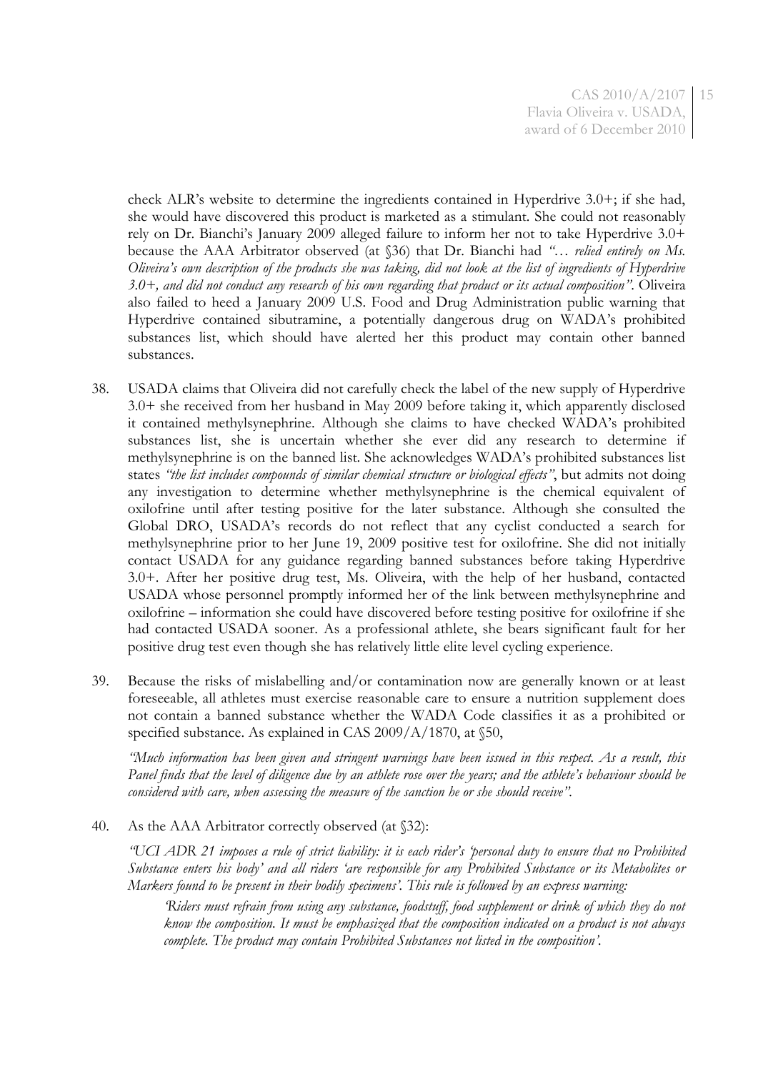check ALR's website to determine the ingredients contained in Hyperdrive 3.0+; if she had, she would have discovered this product is marketed as a stimulant. She could not reasonably rely on Dr. Bianchi's January 2009 alleged failure to inform her not to take Hyperdrive 3.0+ because the AAA Arbitrator observed (at §36) that Dr. Bianchi had *"… relied entirely on Ms. Oliveira's own description of the products she was taking, did not look at the list of ingredients of Hyperdrive 3.0+, and did not conduct any research of his own regarding that product or its actual composition"*. Oliveira also failed to heed a January 2009 U.S. Food and Drug Administration public warning that Hyperdrive contained sibutramine, a potentially dangerous drug on WADA's prohibited substances list, which should have alerted her this product may contain other banned substances.

38. USADA claims that Oliveira did not carefully check the label of the new supply of Hyperdrive 3.0+ she received from her husband in May 2009 before taking it, which apparently disclosed it contained methylsynephrine. Although she claims to have checked WADA's prohibited substances list, she is uncertain whether she ever did any research to determine if methylsynephrine is on the banned list. She acknowledges WADA's prohibited substances list states *"the list includes compounds of similar chemical structure or biological effects"*, but admits not doing any investigation to determine whether methylsynephrine is the chemical equivalent of oxilofrine until after testing positive for the later substance. Although she consulted the Global DRO, USADA's records do not reflect that any cyclist conducted a search for methylsynephrine prior to her June 19, 2009 positive test for oxilofrine. She did not initially contact USADA for any guidance regarding banned substances before taking Hyperdrive 3.0+. After her positive drug test, Ms. Oliveira, with the help of her husband, contacted USADA whose personnel promptly informed her of the link between methylsynephrine and oxilofrine – information she could have discovered before testing positive for oxilofrine if she had contacted USADA sooner. As a professional athlete, she bears significant fault for her positive drug test even though she has relatively little elite level cycling experience.

39. Because the risks of mislabelling and/or contamination now are generally known or at least foreseeable, all athletes must exercise reasonable care to ensure a nutrition supplement does not contain a banned substance whether the WADA Code classifies it as a prohibited or specified substance. As explained in CAS 2009/A/1870, at §50,

    *"Much information has been given and stringent warnings have been issued in this respect. As a result, this Panel finds that the level of diligence due by an athlete rose over the years; and the athlete's behaviour should be considered with care, when assessing the measure of the sanction he or she should receive"*.

40. As the AAA Arbitrator correctly observed (at §32):

    *"UCI ADR 21 imposes a rule of strict liability: it is each rider's 'personal duty to ensure that no Prohibited Substance enters his body' and all riders 'are responsible for any Prohibited Substance or its Metabolites or Markers found to be present in their bodily specimens'. This rule is followed by an express warning:*

    > *'Riders must refrain from using any substance, foodstuff, food supplement or drink of which they do not know the composition. It must be emphasized that the composition indicated on a product is not always complete. The product may contain Prohibited Substances not listed in the composition'.*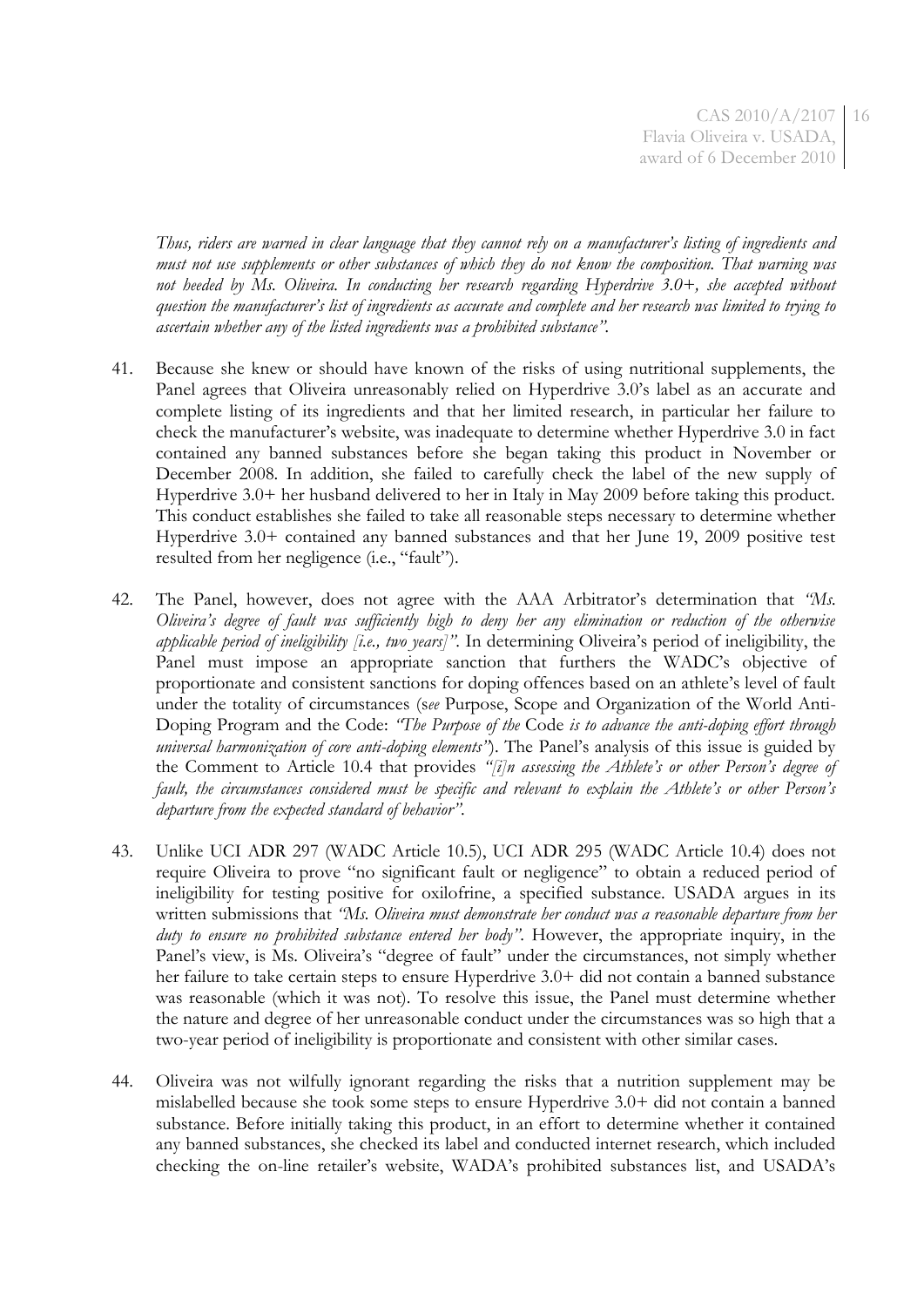*Thus, riders are warned in clear language that they cannot rely on a manufacturer's listing of ingredients and must not use supplements or other substances of which they do not know the composition. That warning was not heeded by Ms. Oliveira. In conducting her research regarding Hyperdrive 3.0+, she accepted without question the manufacturer's list of ingredients as accurate and complete and her research was limited to trying to ascertain whether any of the listed ingredients was a prohibited substance".*

41. Because she knew or should have known of the risks of using nutritional supplements, the Panel agrees that Oliveira unreasonably relied on Hyperdrive 3.0's label as an accurate and complete listing of its ingredients and that her limited research, in particular her failure to check the manufacturer's website, was inadequate to determine whether Hyperdrive 3.0 in fact contained any banned substances before she began taking this product in November or December 2008. In addition, she failed to carefully check the label of the new supply of Hyperdrive 3.0+ her husband delivered to her in Italy in May 2009 before taking this product. This conduct establishes she failed to take all reasonable steps necessary to determine whether Hyperdrive 3.0+ contained any banned substances and that her June 19, 2009 positive test resulted from her negligence (i.e., "fault").

42. The Panel, however, does not agree with the AAA Arbitrator's determination that *"Ms. Oliveira's degree of fault was sufficiently high to deny her any elimination or reduction of the otherwise applicable period of ineligibility [i.e., two years]"*. In determining Oliveira's period of ineligibility, the Panel must impose an appropriate sanction that furthers the WADC's objective of proportionate and consistent sanctions for doping offences based on an athlete's level of fault under the totality of circumstances (s*ee* Purpose, Scope and Organization of the World Anti-Doping Program and the Code: *"The Purpose of the* Code *is to advance the anti-doping effort through universal harmonization of core anti-doping elements"*). The Panel's analysis of this issue is guided by the Comment to Article 10.4 that provides *"[i]n assessing the Athlete's or other Person's degree of fault, the circumstances considered must be specific and relevant to explain the Athlete's or other Person's departure from the expected standard of behavior"*.

43. Unlike UCI ADR 297 (WADC Article 10.5), UCI ADR 295 (WADC Article 10.4) does not require Oliveira to prove "no significant fault or negligence" to obtain a reduced period of ineligibility for testing positive for oxilofrine, a specified substance. USADA argues in its written submissions that *"Ms. Oliveira must demonstrate her conduct was a reasonable departure from her duty to ensure no prohibited substance entered her body"*. However, the appropriate inquiry, in the Panel's view, is Ms. Oliveira's "degree of fault" under the circumstances, not simply whether her failure to take certain steps to ensure Hyperdrive 3.0+ did not contain a banned substance was reasonable (which it was not). To resolve this issue, the Panel must determine whether the nature and degree of her unreasonable conduct under the circumstances was so high that a two-year period of ineligibility is proportionate and consistent with other similar cases.

44. Oliveira was not wilfully ignorant regarding the risks that a nutrition supplement may be mislabelled because she took some steps to ensure Hyperdrive 3.0+ did not contain a banned substance. Before initially taking this product, in an effort to determine whether it contained any banned substances, she checked its label and conducted internet research, which included checking the on-line retailer's website, WADA's prohibited substances list, and USADA's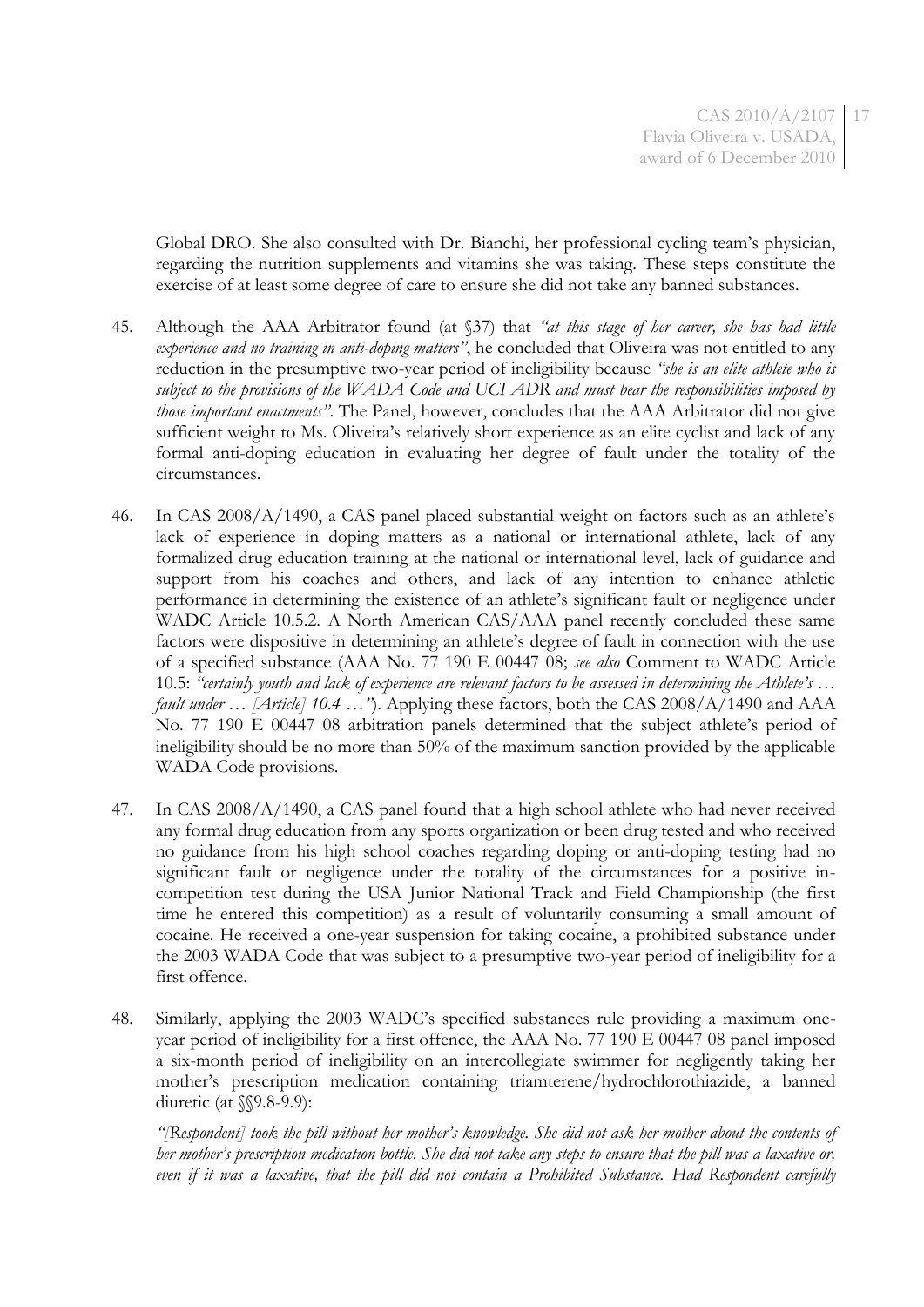Global DRO. She also consulted with Dr. Bianchi, her professional cycling team's physician, regarding the nutrition supplements and vitamins she was taking. These steps constitute the exercise of at least some degree of care to ensure she did not take any banned substances.

45. Although the AAA Arbitrator found (at §37) that *"at this stage of her career, she has had little experience and no training in anti-doping matters"*, he concluded that Oliveira was not entitled to any reduction in the presumptive two-year period of ineligibility because *"she is an elite athlete who is subject to the provisions of the WADA Code and UCI ADR and must bear the responsibilities imposed by those important enactments"*. The Panel, however, concludes that the AAA Arbitrator did not give sufficient weight to Ms. Oliveira's relatively short experience as an elite cyclist and lack of any formal anti-doping education in evaluating her degree of fault under the totality of the circumstances.

46. In CAS 2008/A/1490, a CAS panel placed substantial weight on factors such as an athlete's lack of experience in doping matters as a national or international athlete, lack of any formalized drug education training at the national or international level, lack of guidance and support from his coaches and others, and lack of any intention to enhance athletic performance in determining the existence of an athlete's significant fault or negligence under WADC Article 10.5.2. A North American CAS/AAA panel recently concluded these same factors were dispositive in determining an athlete's degree of fault in connection with the use of a specified substance (AAA No. 77 190 E 00447 08; *see also* Comment to WADC Article 10.5: *"certainly youth and lack of experience are relevant factors to be assessed in determining the Athlete's … fault under … [Article] 10.4 …"*). Applying these factors, both the CAS 2008/A/1490 and AAA No. 77 190 E 00447 08 arbitration panels determined that the subject athlete's period of ineligibility should be no more than 50% of the maximum sanction provided by the applicable WADA Code provisions.

47. In CAS 2008/A/1490, a CAS panel found that a high school athlete who had never received any formal drug education from any sports organization or been drug tested and who received no guidance from his high school coaches regarding doping or anti-doping testing had no significant fault or negligence under the totality of the circumstances for a positive in-competition test during the USA Junior National Track and Field Championship (the first time he entered this competition) as a result of voluntarily consuming a small amount of cocaine. He received a one-year suspension for taking cocaine, a prohibited substance under the 2003 WADA Code that was subject to a presumptive two-year period of ineligibility for a first offence.

48. Similarly, applying the 2003 WADC's specified substances rule providing a maximum one-year period of ineligibility for a first offence, the AAA No. 77 190 E 00447 08 panel imposed a six-month period of ineligibility on an intercollegiate swimmer for negligently taking her mother's prescription medication containing triamterene/hydrochlorothiazide, a banned diuretic (at §§9.8-9.9):

*"[Respondent] took the pill without her mother's knowledge. She did not ask her mother about the contents of her mother's prescription medication bottle. She did not take any steps to ensure that the pill was a laxative or, even if it was a laxative, that the pill did not contain a Prohibited Substance. Had Respondent carefully*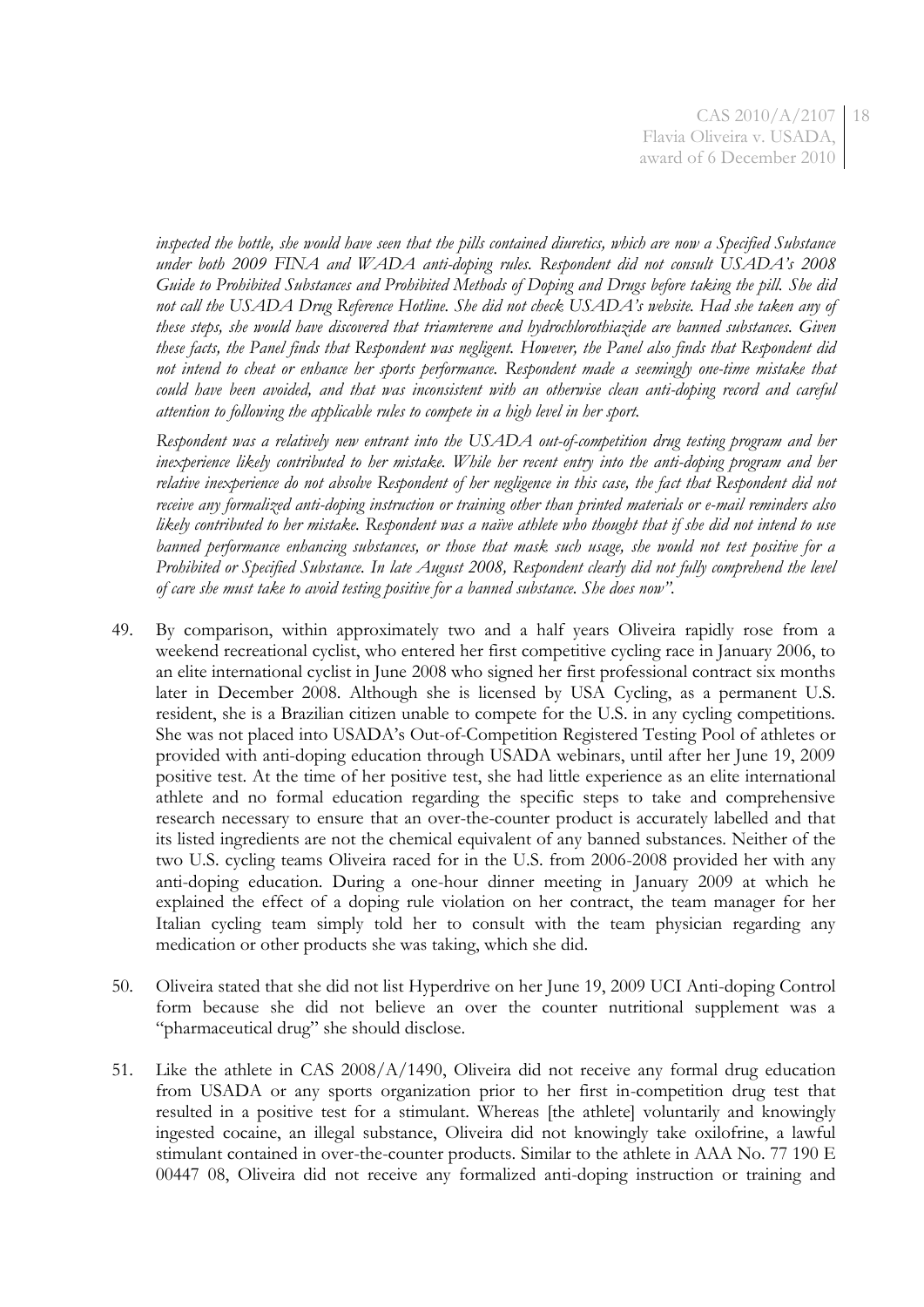*inspected the bottle, she would have seen that the pills contained diuretics, which are now a Specified Substance under both 2009 FINA and WADA anti-doping rules. Respondent did not consult USADA's 2008 Guide to Prohibited Substances and Prohibited Methods of Doping and Drugs before taking the pill. She did not call the USADA Drug Reference Hotline. She did not check USADA's website. Had she taken any of these steps, she would have discovered that triamterene and hydrochlorothiazide are banned substances. Given these facts, the Panel finds that Respondent was negligent. However, the Panel also finds that Respondent did not intend to cheat or enhance her sports performance. Respondent made a seemingly one-time mistake that could have been avoided, and that was inconsistent with an otherwise clean anti-doping record and careful attention to following the applicable rules to compete in a high level in her sport.*

*Respondent was a relatively new entrant into the USADA out-of-competition drug testing program and her inexperience likely contributed to her mistake. While her recent entry into the anti-doping program and her relative inexperience do not absolve Respondent of her negligence in this case, the fact that Respondent did not receive any formalized anti-doping instruction or training other than printed materials or e-mail reminders also likely contributed to her mistake. Respondent was a naïve athlete who thought that if she did not intend to use banned performance enhancing substances, or those that mask such usage, she would not test positive for a Prohibited or Specified Substance. In late August 2008, Respondent clearly did not fully comprehend the level of care she must take to avoid testing positive for a banned substance. She does now".*

49. By comparison, within approximately two and a half years Oliveira rapidly rose from a weekend recreational cyclist, who entered her first competitive cycling race in January 2006, to an elite international cyclist in June 2008 who signed her first professional contract six months later in December 2008. Although she is licensed by USA Cycling, as a permanent U.S. resident, she is a Brazilian citizen unable to compete for the U.S. in any cycling competitions. She was not placed into USADA's Out-of-Competition Registered Testing Pool of athletes or provided with anti-doping education through USADA webinars, until after her June 19, 2009 positive test. At the time of her positive test, she had little experience as an elite international athlete and no formal education regarding the specific steps to take and comprehensive research necessary to ensure that an over-the-counter product is accurately labelled and that its listed ingredients are not the chemical equivalent of any banned substances. Neither of the two U.S. cycling teams Oliveira raced for in the U.S. from 2006-2008 provided her with any anti-doping education. During a one-hour dinner meeting in January 2009 at which he explained the effect of a doping rule violation on her contract, the team manager for her Italian cycling team simply told her to consult with the team physician regarding any medication or other products she was taking, which she did.

50. Oliveira stated that she did not list Hyperdrive on her June 19, 2009 UCI Anti-doping Control form because she did not believe an over the counter nutritional supplement was a "pharmaceutical drug" she should disclose.

51. Like the athlete in CAS 2008/A/1490, Oliveira did not receive any formal drug education from USADA or any sports organization prior to her first in-competition drug test that resulted in a positive test for a stimulant. Whereas [the athlete] voluntarily and knowingly ingested cocaine, an illegal substance, Oliveira did not knowingly take oxilofrine, a lawful stimulant contained in over-the-counter products. Similar to the athlete in AAA No. 77 190 E 00447 08, Oliveira did not receive any formalized anti-doping instruction or training and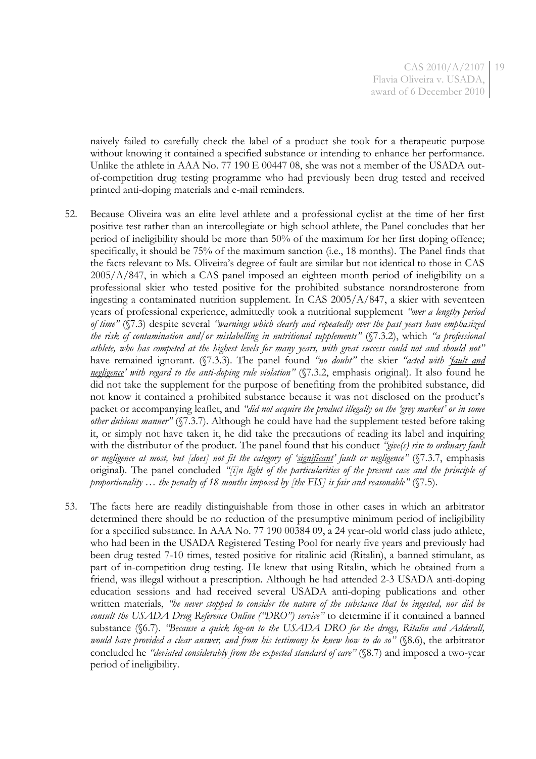naively failed to carefully check the label of a product she took for a therapeutic purpose without knowing it contained a specified substance or intending to enhance her performance. Unlike the athlete in AAA No. 77 190 E 00447 08, she was not a member of the USADA out-of-competition drug testing programme who had previously been drug tested and received printed anti-doping materials and e-mail reminders.

52. Because Oliveira was an elite level athlete and a professional cyclist at the time of her first positive test rather than an intercollegiate or high school athlete, the Panel concludes that her period of ineligibility should be more than 50% of the maximum for her first doping offence; specifically, it should be 75% of the maximum sanction (i.e., 18 months). The Panel finds that the facts relevant to Ms. Oliveira's degree of fault are similar but not identical to those in CAS 2005/A/847, in which a CAS panel imposed an eighteen month period of ineligibility on a professional skier who tested positive for the prohibited substance norandrosterone from ingesting a contaminated nutrition supplement. In CAS 2005/A/847, a skier with seventeen years of professional experience, admittedly took a nutritional supplement *"over a lengthy period of time"* (§7.3) despite several *"warnings which clearly and repeatedly over the past years have emphasized the risk of contamination and/or mislabelling in nutritional supplements"* (§7.3.2), which *"a professional athlete, who has competed at the highest levels for many years, with great success could not and should not"* have remained ignorant. (§7.3.3). The panel found *"no doubt"* the skier *"acted with '<u>fault and negligence</u>' with regard to the anti-doping rule violation"* (§7.3.2, emphasis original). It also found he did not take the supplement for the purpose of benefiting from the prohibited substance, did not know it contained a prohibited substance because it was not disclosed on the product's packet or accompanying leaflet, and *"did not acquire the product illegally on the 'grey market' or in some other dubious manner"* (§7.3.7). Although he could have had the supplement tested before taking it, or simply not have taken it, he did take the precautions of reading its label and inquiring with the distributor of the product. The panel found that his conduct *"give(s) rise to ordinary fault or negligence at most, but [does] not fit the category of '<u>significant</u>' fault or negligence"* (§7.3.7, emphasis original). The panel concluded *"[i]n light of the particularities of the present case and the principle of proportionality … the penalty of 18 months imposed by [the FIS] is fair and reasonable"* (§7.5).

53. The facts here are readily distinguishable from those in other cases in which an arbitrator determined there should be no reduction of the presumptive minimum period of ineligibility for a specified substance. In AAA No. 77 190 00384 09, a 24 year-old world class judo athlete, who had been in the USADA Registered Testing Pool for nearly five years and previously had been drug tested 7-10 times, tested positive for ritalinic acid (Ritalin), a banned stimulant, as part of in-competition drug testing. He knew that using Ritalin, which he obtained from a friend, was illegal without a prescription. Although he had attended 2-3 USADA anti-doping education sessions and had received several USADA anti-doping publications and other written materials, *"he never stopped to consider the nature of the substance that he ingested, nor did he consult the USADA Drug Reference Online ("DRO") service"* to determine if it contained a banned substance (§6.7). *"Because a quick log-on to the USADA DRO for the drugs, Ritalin and Adderall, would have provided a clear answer, and from his testimony he knew how to do so"* (§8.6), the arbitrator concluded he *"deviated considerably from the expected standard of care"* (§8.7) and imposed a two-year period of ineligibility.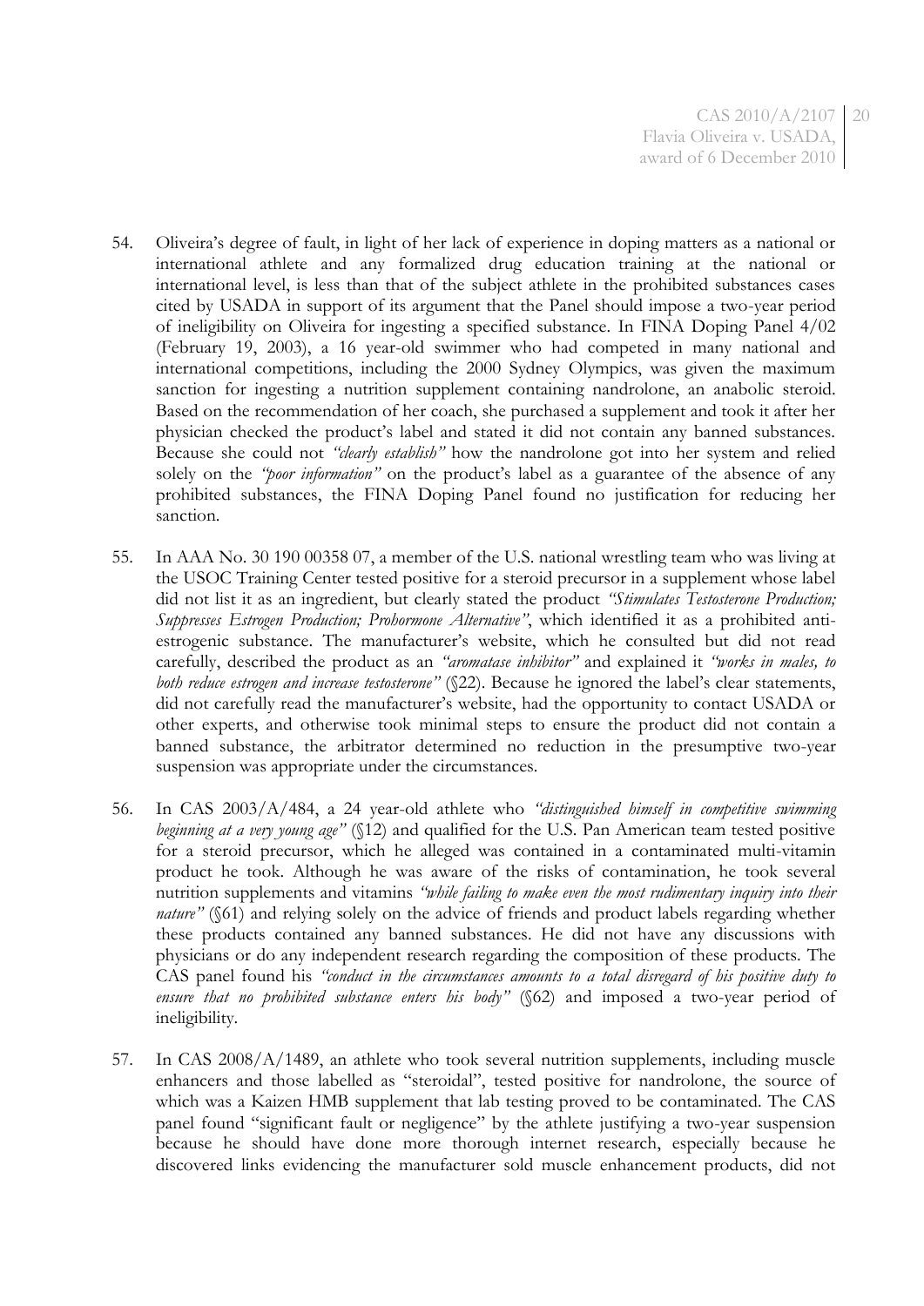54. Oliveira's degree of fault, in light of her lack of experience in doping matters as a national or international athlete and any formalized drug education training at the national or international level, is less than that of the subject athlete in the prohibited substances cases cited by USADA in support of its argument that the Panel should impose a two-year period of ineligibility on Oliveira for ingesting a specified substance. In FINA Doping Panel 4/02 (February 19, 2003), a 16 year-old swimmer who had competed in many national and international competitions, including the 2000 Sydney Olympics, was given the maximum sanction for ingesting a nutrition supplement containing nandrolone, an anabolic steroid. Based on the recommendation of her coach, she purchased a supplement and took it after her physician checked the product's label and stated it did not contain any banned substances. Because she could not *"clearly establish"* how the nandrolone got into her system and relied solely on the *"poor information"* on the product's label as a guarantee of the absence of any prohibited substances, the FINA Doping Panel found no justification for reducing her sanction.

55. In AAA No. 30 190 00358 07, a member of the U.S. national wrestling team who was living at the USOC Training Center tested positive for a steroid precursor in a supplement whose label did not list it as an ingredient, but clearly stated the product *"Stimulates Testosterone Production; Suppresses Estrogen Production; Prohormone Alternative"*, which identified it as a prohibited anti-estrogenic substance. The manufacturer's website, which he consulted but did not read carefully, described the product as an *"aromatase inhibitor"* and explained it *"works in males, to both reduce estrogen and increase testosterone"* (§22). Because he ignored the label's clear statements, did not carefully read the manufacturer's website, had the opportunity to contact USADA or other experts, and otherwise took minimal steps to ensure the product did not contain a banned substance, the arbitrator determined no reduction in the presumptive two-year suspension was appropriate under the circumstances.

56. In CAS 2003/A/484, a 24 year-old athlete who *"distinguished himself in competitive swimming beginning at a very young age"* (§12) and qualified for the U.S. Pan American team tested positive for a steroid precursor, which he alleged was contained in a contaminated multi-vitamin product he took. Although he was aware of the risks of contamination, he took several nutrition supplements and vitamins *"while failing to make even the most rudimentary inquiry into their nature"* (§61) and relying solely on the advice of friends and product labels regarding whether these products contained any banned substances. He did not have any discussions with physicians or do any independent research regarding the composition of these products. The CAS panel found his *"conduct in the circumstances amounts to a total disregard of his positive duty to ensure that no prohibited substance enters his body"* (§62) and imposed a two-year period of ineligibility.

57. In CAS 2008/A/1489, an athlete who took several nutrition supplements, including muscle enhancers and those labelled as "steroidal", tested positive for nandrolone, the source of which was a Kaizen HMB supplement that lab testing proved to be contaminated. The CAS panel found "significant fault or negligence" by the athlete justifying a two-year suspension because he should have done more thorough internet research, especially because he discovered links evidencing the manufacturer sold muscle enhancement products, did not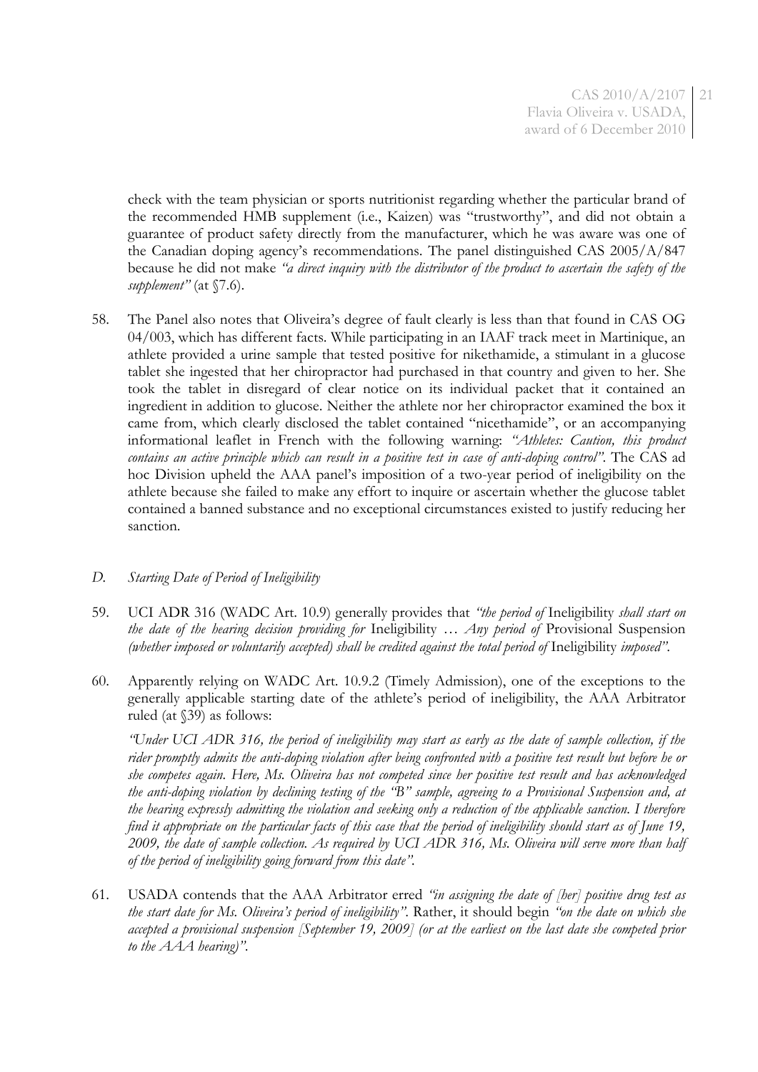check with the team physician or sports nutritionist regarding whether the particular brand of the recommended HMB supplement (i.e., Kaizen) was "trustworthy", and did not obtain a guarantee of product safety directly from the manufacturer, which he was aware was one of the Canadian doping agency's recommendations. The panel distinguished CAS 2005/A/847 because he did not make *"a direct inquiry with the distributor of the product to ascertain the safety of the supplement"* (at §7.6).

58. The Panel also notes that Oliveira's degree of fault clearly is less than that found in CAS OG 04/003, which has different facts. While participating in an IAAF track meet in Martinique, an athlete provided a urine sample that tested positive for nikethamide, a stimulant in a glucose tablet she ingested that her chiropractor had purchased in that country and given to her. She took the tablet in disregard of clear notice on its individual packet that it contained an ingredient in addition to glucose. Neither the athlete nor her chiropractor examined the box it came from, which clearly disclosed the tablet contained "nicethamide", or an accompanying informational leaflet in French with the following warning: *"Athletes: Caution, this product contains an active principle which can result in a positive test in case of anti-doping control"*. The CAS ad hoc Division upheld the AAA panel's imposition of a two-year period of ineligibility on the athlete because she failed to make any effort to inquire or ascertain whether the glucose tablet contained a banned substance and no exceptional circumstances existed to justify reducing her sanction.

*D. Starting Date of Period of Ineligibility*

59. UCI ADR 316 (WADC Art. 10.9) generally provides that *"the period of* Ineligibility *shall start on the date of the hearing decision providing for* Ineligibility … *Any period of* Provisional Suspension *(whether imposed or voluntarily accepted) shall be credited against the total period of* Ineligibility *imposed"*.

60. Apparently relying on WADC Art. 10.9.2 (Timely Admission), one of the exceptions to the generally applicable starting date of the athlete's period of ineligibility, the AAA Arbitrator ruled (at §39) as follows:

*"Under UCI ADR 316, the period of ineligibility may start as early as the date of sample collection, if the rider promptly admits the anti-doping violation after being confronted with a positive test result but before he or she competes again. Here, Ms. Oliveira has not competed since her positive test result and has acknowledged the anti-doping violation by declining testing of the "B" sample, agreeing to a Provisional Suspension and, at the hearing expressly admitting the violation and seeking only a reduction of the applicable sanction. I therefore find it appropriate on the particular facts of this case that the period of ineligibility should start as of June 19, 2009, the date of sample collection. As required by UCI ADR 316, Ms. Oliveira will serve more than half of the period of ineligibility going forward from this date"*.

61. USADA contends that the AAA Arbitrator erred *"in assigning the date of [her] positive drug test as the start date for Ms. Oliveira's period of ineligibility"*. Rather, it should begin *"on the date on which she accepted a provisional suspension [September 19, 2009] (or at the earliest on the last date she competed prior to the AAA hearing)"*.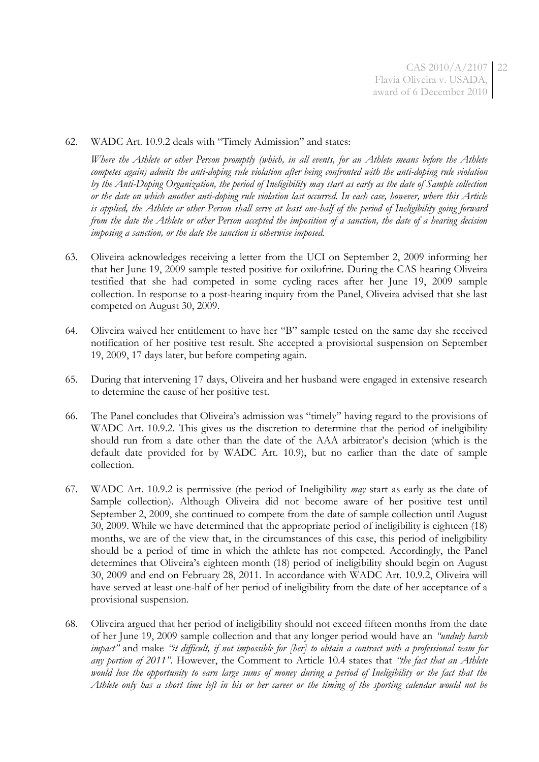62. WADC Art. 10.9.2 deals with "Timely Admission" and states:

    *Where the Athlete or other Person promptly (which, in all events, for an Athlete means before the Athlete competes again) admits the anti-doping rule violation after being confronted with the anti-doping rule violation by the Anti-Doping Organization, the period of Ineligibility may start as early as the date of Sample collection or the date on which another anti-doping rule violation last occurred. In each case, however, where this Article is applied, the Athlete or other Person shall serve at least one-half of the period of Ineligibility going forward from the date the Athlete or other Person accepted the imposition of a sanction, the date of a hearing decision imposing a sanction, or the date the sanction is otherwise imposed.*

63. Oliveira acknowledges receiving a letter from the UCI on September 2, 2009 informing her that her June 19, 2009 sample tested positive for oxilofrine. During the CAS hearing Oliveira testified that she had competed in some cycling races after her June 19, 2009 sample collection. In response to a post-hearing inquiry from the Panel, Oliveira advised that she last competed on August 30, 2009.

64. Oliveira waived her entitlement to have her "B" sample tested on the same day she received notification of her positive test result. She accepted a provisional suspension on September 19, 2009, 17 days later, but before competing again.

65. During that intervening 17 days, Oliveira and her husband were engaged in extensive research to determine the cause of her positive test.

66. The Panel concludes that Oliveira's admission was "timely" having regard to the provisions of WADC Art. 10.9.2. This gives us the discretion to determine that the period of ineligibility should run from a date other than the date of the AAA arbitrator's decision (which is the default date provided for by WADC Art. 10.9), but no earlier than the date of sample collection.

67. WADC Art. 10.9.2 is permissive (the period of Ineligibility *may* start as early as the date of Sample collection). Although Oliveira did not become aware of her positive test until September 2, 2009, she continued to compete from the date of sample collection until August 30, 2009. While we have determined that the appropriate period of ineligibility is eighteen (18) months, we are of the view that, in the circumstances of this case, this period of ineligibility should be a period of time in which the athlete has not competed. Accordingly, the Panel determines that Oliveira's eighteen month (18) period of ineligibility should begin on August 30, 2009 and end on February 28, 2011. In accordance with WADC Art. 10.9.2, Oliveira will have served at least one-half of her period of ineligibility from the date of her acceptance of a provisional suspension.

68. Oliveira argued that her period of ineligibility should not exceed fifteen months from the date of her June 19, 2009 sample collection and that any longer period would have an *"unduly harsh impact"* and make *"it difficult, if not impossible for [her] to obtain a contract with a professional team for any portion of 2011"*. However, the Comment to Article 10.4 states that *"the fact that an Athlete would lose the opportunity to earn large sums of money during a period of Ineligibility or the fact that the Athlete only has a short time left in his or her career or the timing of the sporting calendar would not be*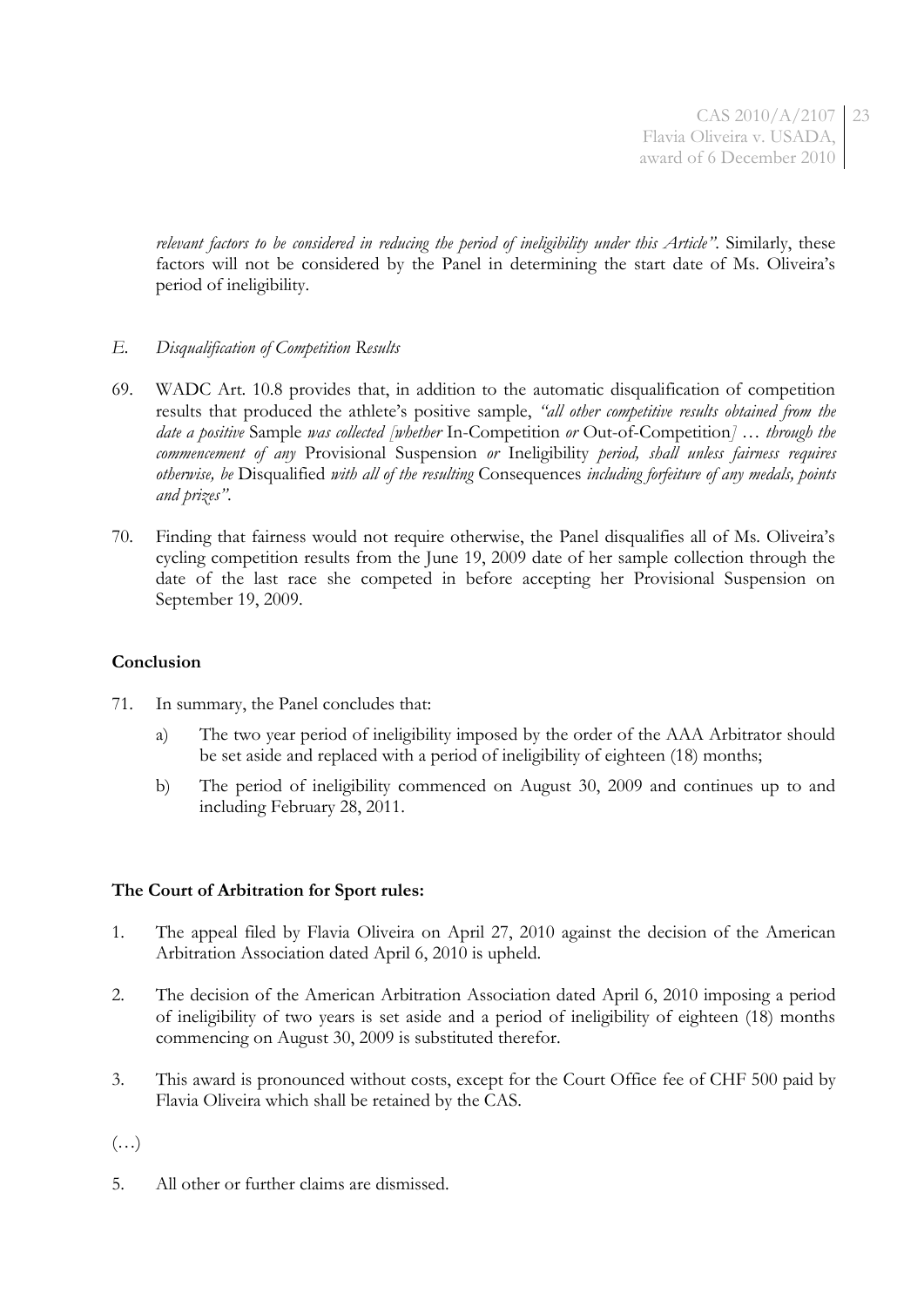*relevant factors to be considered in reducing the period of ineligibility under this Article"*. Similarly, these factors will not be considered by the Panel in determining the start date of Ms. Oliveira's period of ineligibility.

*E. Disqualification of Competition Results*

69. WADC Art. 10.8 provides that, in addition to the automatic disqualification of competition results that produced the athlete's positive sample, *"all other competitive results obtained from the date a positive* Sample *was collected [whether* In-Competition *or* Out-of-Competition*] … through the commencement of any* Provisional Suspension *or* Ineligibility *period, shall unless fairness requires otherwise, be* Disqualified *with all of the resulting* Consequences *including forfeiture of any medals, points and prizes"*.

70. Finding that fairness would not require otherwise, the Panel disqualifies all of Ms. Oliveira's cycling competition results from the June 19, 2009 date of her sample collection through the date of the last race she competed in before accepting her Provisional Suspension on September 19, 2009.

**Conclusion**

71. In summary, the Panel concludes that:

    a) The two year period of ineligibility imposed by the order of the AAA Arbitrator should be set aside and replaced with a period of ineligibility of eighteen (18) months;

    b) The period of ineligibility commenced on August 30, 2009 and continues up to and including February 28, 2011.

**The Court of Arbitration for Sport rules:**

1. The appeal filed by Flavia Oliveira on April 27, 2010 against the decision of the American Arbitration Association dated April 6, 2010 is upheld.

2. The decision of the American Arbitration Association dated April 6, 2010 imposing a period of ineligibility of two years is set aside and a period of ineligibility of eighteen (18) months commencing on August 30, 2009 is substituted therefor.

3. This award is pronounced without costs, except for the Court Office fee of CHF 500 paid by Flavia Oliveira which shall be retained by the CAS.

(…)

5. All other or further claims are dismissed.